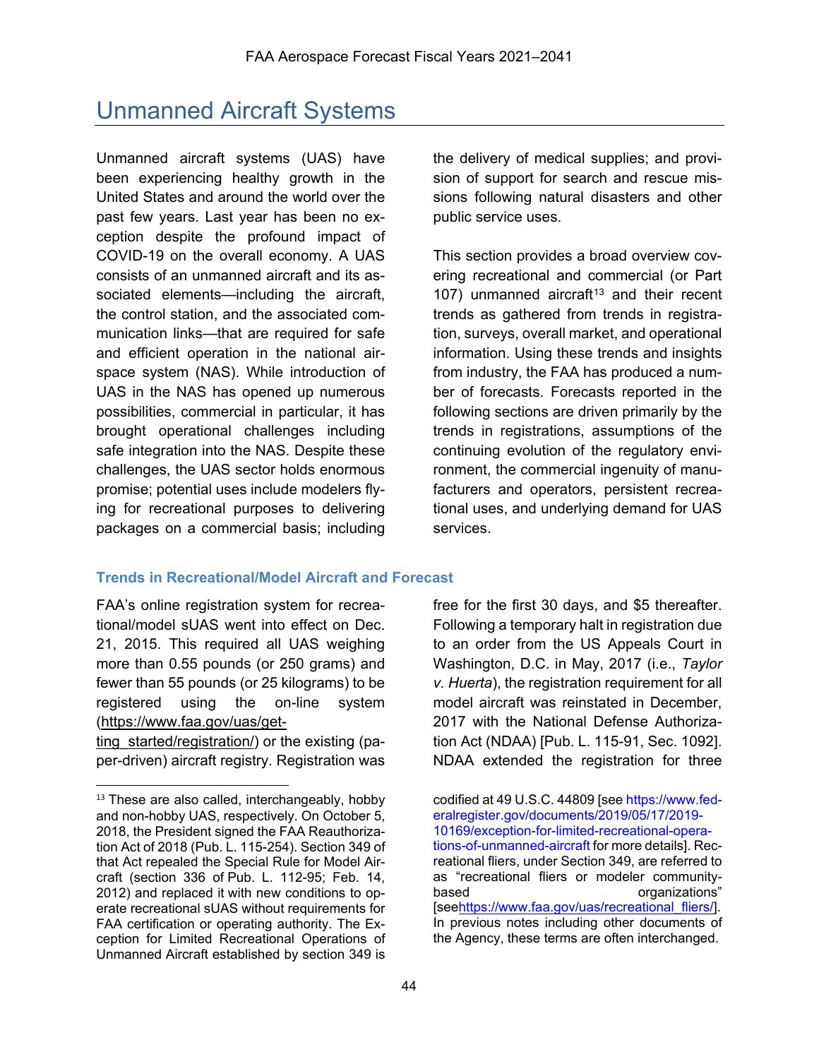# Unmanned Aircraft Systems

Unmanned aircraft systems (UAS) have been experiencing healthy growth in the United States and around the world over the past few years. Last year has been no exception despite the profound impact of COVID-19 on the overall economy. A UAS consists of an unmanned aircraft and its associated elements—including the aircraft, the control station, and the associated communication links—that are required for safe and efficient operation in the national airspace system (NAS). While introduction of UAS in the NAS has opened up numerous possibilities, commercial in particular, it has brought operational challenges including safe integration into the NAS. Despite these challenges, the UAS sector holds enormous promise; potential uses include modelers flying for recreational purposes to delivering packages on a commercial basis; including the delivery of medical supplies; and provision of support for search and rescue missions following natural disasters and other public service uses.

This section provides a broad overview covering recreational and commercial (or Part 107) unmanned aircraft[13] and their recent trends as gathered from trends in registration, surveys, overall market, and operational information. Using these trends and insights from industry, the FAA has produced a number of forecasts. Forecasts reported in the following sections are driven primarily by the trends in registrations, assumptions of the continuing evolution of the regulatory environment, the commercial ingenuity of manufacturers and operators, persistent recreational uses, and underlying demand for UAS services.

### Trends in Recreational/Model Aircraft and Forecast

FAA's online registration system for recreational/model sUAS went into effect on Dec. 21, 2015. This required all UAS weighing more than 0.55 pounds (or 250 grams) and fewer than 55 pounds (or 25 kilograms) to be registered using the on-line system (https://www.faa.gov/uas/getting_started/registration/) or the existing (paper-driven) aircraft registry. Registration was free for the first 30 days, and $5 thereafter. Following a temporary halt in registration due to an order from the US Appeals Court in Washington, D.C. in May, 2017 (i.e., *Taylor v. Huerta*), the registration requirement for all model aircraft was reinstated in December, 2017 with the National Defense Authorization Act (NDAA) [Pub. L. 115-91, Sec. 1092]. NDAA extended the registration for three

---

[13] These are also called, interchangeably, hobby and non-hobby UAS, respectively. On October 5, 2018, the President signed the FAA Reauthorization Act of 2018 (Pub. L. 115-254). Section 349 of that Act repealed the Special Rule for Model Aircraft (section 336 of Pub. L. 112-95; Feb. 14, 2012) and replaced it with new conditions to operate recreational sUAS without requirements for FAA certification or operating authority. The Exception for Limited Recreational Operations of Unmanned Aircraft established by section 349 is codified at 49 U.S.C. 44809 [see https://www.federalregister.gov/documents/2019/05/17/2019-10169/exception-for-limited-recreational-operations-of-unmanned-aircraft for more details]. Recreational fliers, under Section 349, are referred to as "recreational fliers or modeler community-based organizations" [see https://www.faa.gov/uas/recreational_fliers/]. In previous notes including other documents of the Agency, these terms are often interchanged.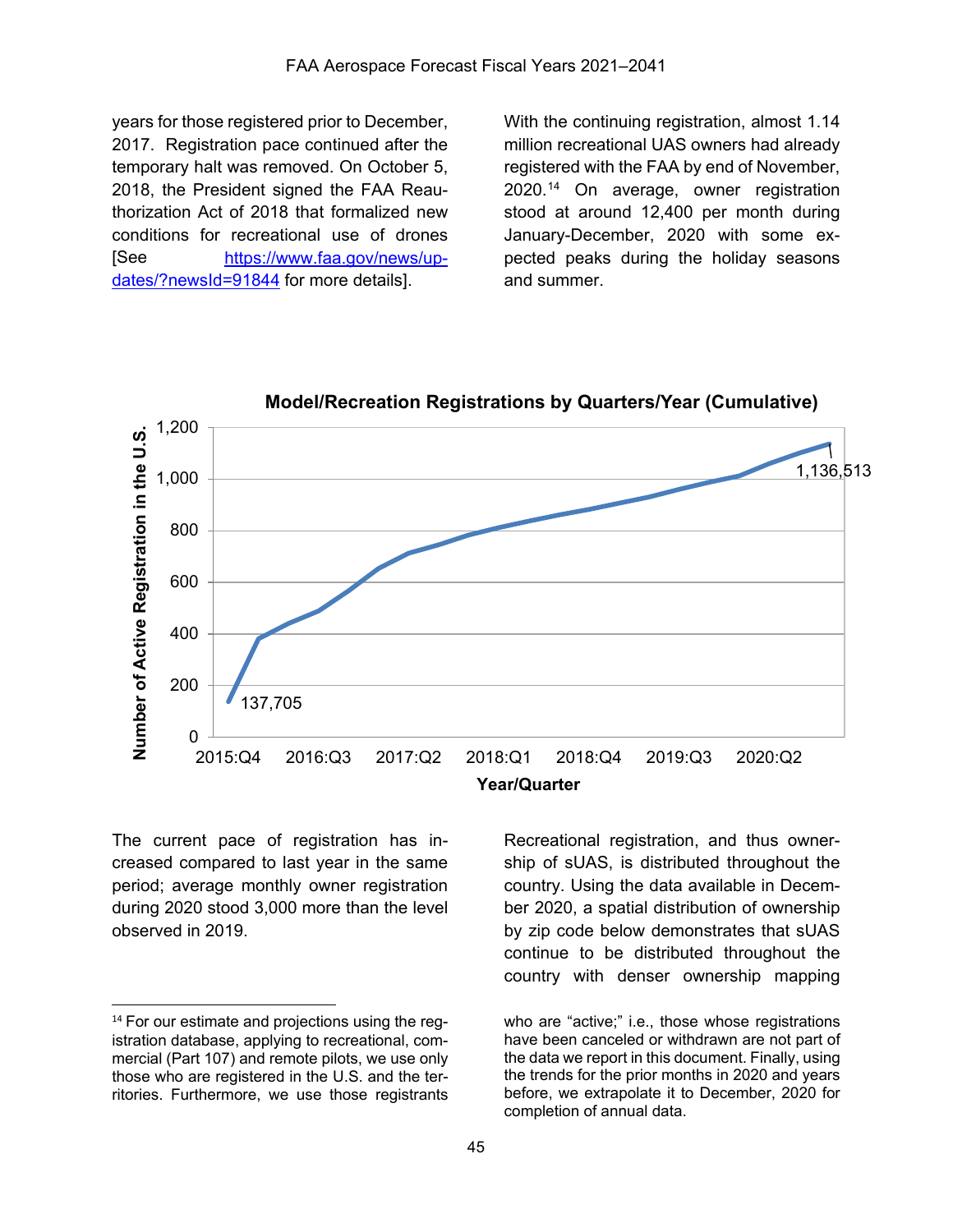years for those registered prior to December, 2017. Registration pace continued after the temporary halt was removed. On October 5, 2018, the President signed the FAA Reauthorization Act of 2018 that formalized new conditions for recreational use of drones [See https://www.faa.gov/news/updates/?newsId=91844 for more details].

With the continuing registration, almost 1.14 million recreational UAS owners had already registered with the FAA by end of November, 2020.[14] On average, owner registration stood at around 12,400 per month during January-December, 2020 with some expected peaks during the holiday seasons and summer.

**Model/Recreation Registrations by Quarters/Year (Cumulative)**

Number of Active Registration in the U.S.: 0, 200, 400, 600, 800, 1,000, 1,200

Year/Quarter: 2015:Q4, 2016:Q3, 2017:Q2, 2018:Q1, 2018:Q4, 2019:Q3, 2020:Q2

137,705

1,136,513

The current pace of registration has increased compared to last year in the same period; average monthly owner registration during 2020 stood 3,000 more than the level observed in 2019.

Recreational registration, and thus ownership of sUAS, is distributed throughout the country. Using the data available in December 2020, a spatial distribution of ownership by zip code below demonstrates that sUAS continue to be distributed throughout the country with denser ownership mapping

[14] For our estimate and projections using the registration database, applying to recreational, commercial (Part 107) and remote pilots, we use only those who are registered in the U.S. and the territories. Furthermore, we use those registrants who are "active;" i.e., those whose registrations have been canceled or withdrawn are not part of the data we report in this document. Finally, using the trends for the prior months in 2020 and years before, we extrapolate it to December, 2020 for completion of annual data.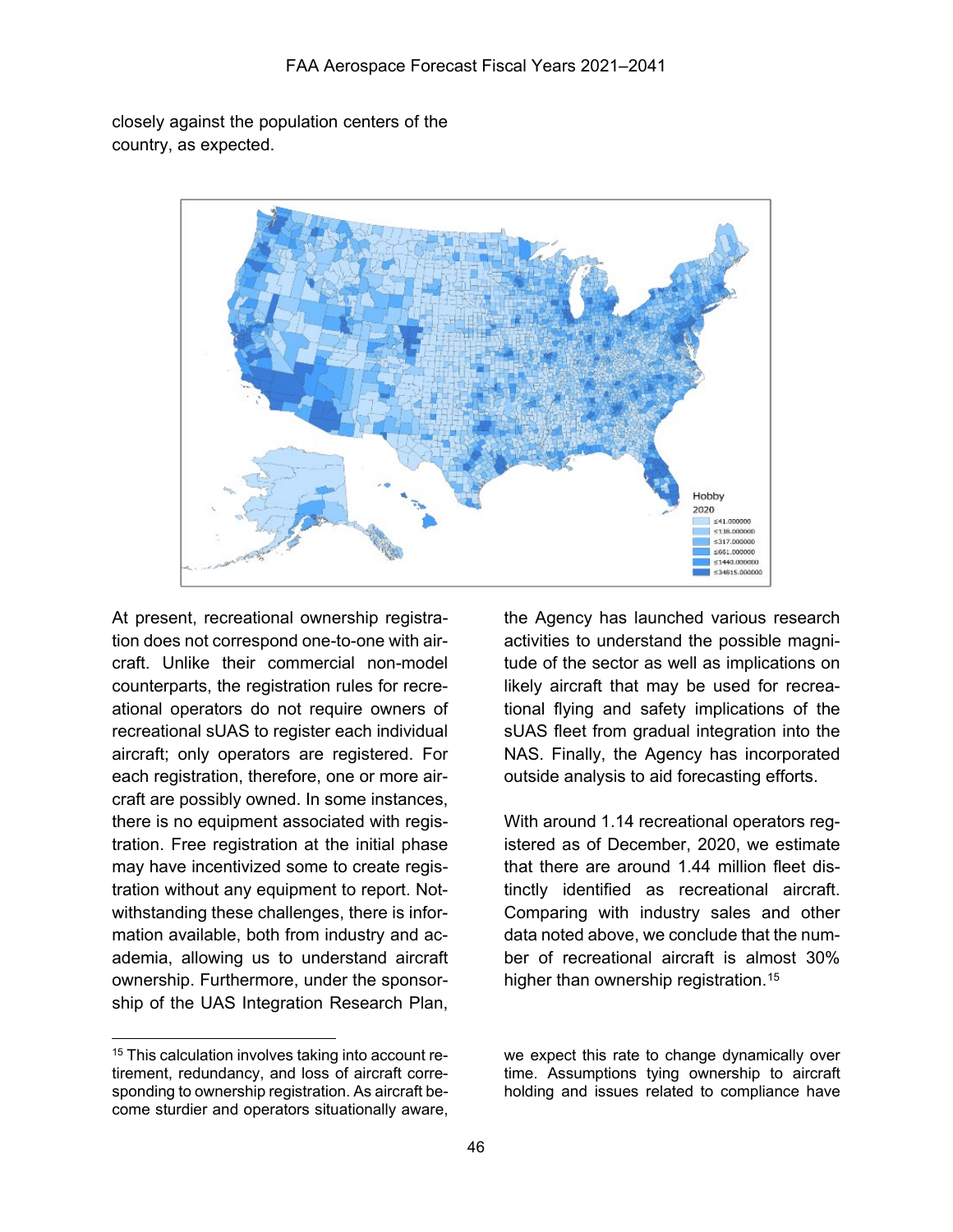closely against the population centers of the country, as expected.

At present, recreational ownership registration does not correspond one-to-one with aircraft. Unlike their commercial non-model counterparts, the registration rules for recreational operators do not require owners of recreational sUAS to register each individual aircraft; only operators are registered. For each registration, therefore, one or more aircraft are possibly owned. In some instances, there is no equipment associated with registration. Free registration at the initial phase may have incentivized some to create registration without any equipment to report. Notwithstanding these challenges, there is information available, both from industry and academia, allowing us to understand aircraft ownership. Furthermore, under the sponsorship of the UAS Integration Research Plan, the Agency has launched various research activities to understand the possible magnitude of the sector as well as implications on likely aircraft that may be used for recreational flying and safety implications of the sUAS fleet from gradual integration into the NAS. Finally, the Agency has incorporated outside analysis to aid forecasting efforts.

With around 1.14 recreational operators registered as of December, 2020, we estimate that there are around 1.44 million fleet distinctly identified as recreational aircraft. Comparing with industry sales and other data noted above, we conclude that the number of recreational aircraft is almost 30% higher than ownership registration.[15]

[15] This calculation involves taking into account retirement, redundancy, and loss of aircraft corresponding to ownership registration. As aircraft become sturdier and operators situationally aware, we expect this rate to change dynamically over time. Assumptions tying ownership to aircraft holding and issues related to compliance have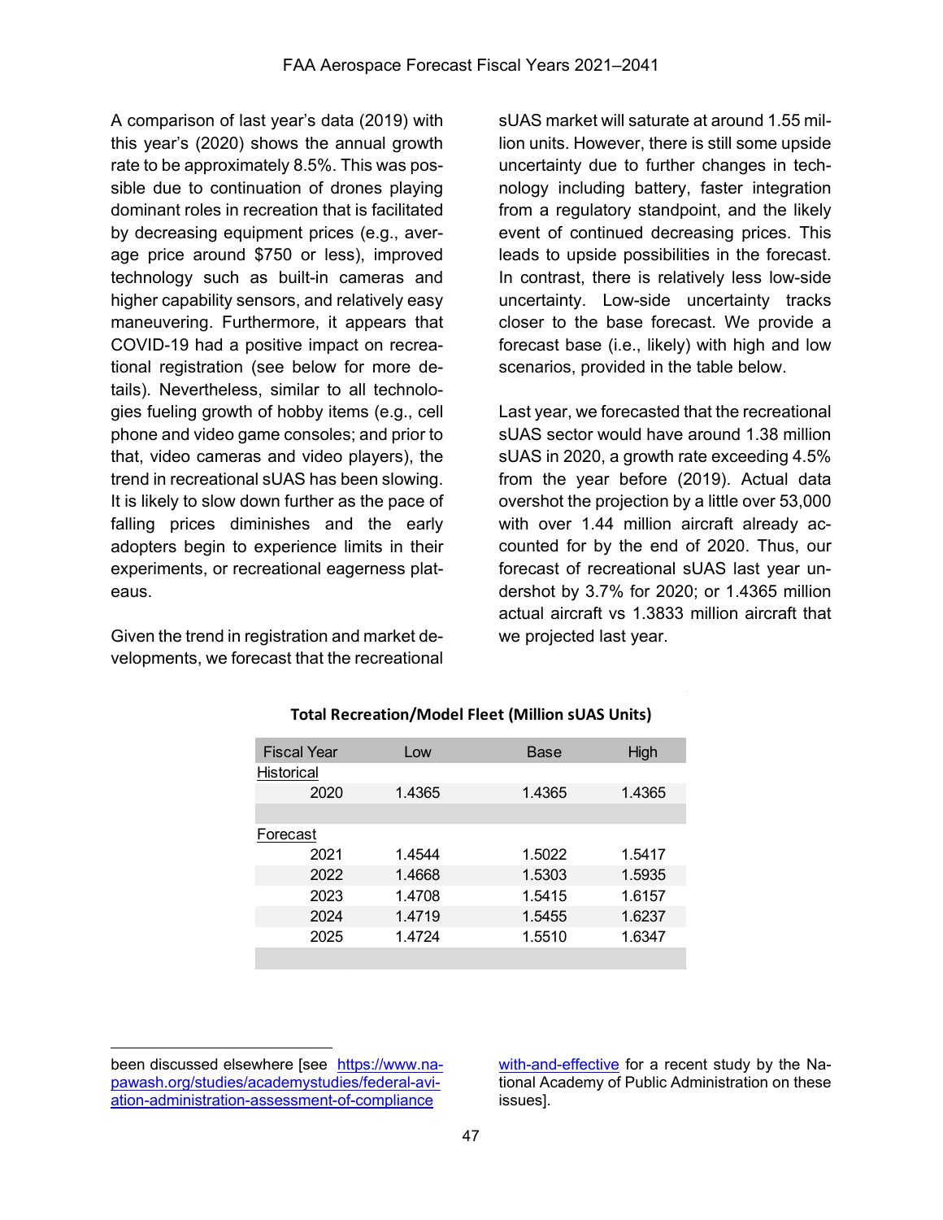A comparison of last year's data (2019) with this year's (2020) shows the annual growth rate to be approximately 8.5%. This was possible due to continuation of drones playing dominant roles in recreation that is facilitated by decreasing equipment prices (e.g., average price around $750 or less), improved technology such as built-in cameras and higher capability sensors, and relatively easy maneuvering. Furthermore, it appears that COVID-19 had a positive impact on recreational registration (see below for more details). Nevertheless, similar to all technologies fueling growth of hobby items (e.g., cell phone and video game consoles; and prior to that, video cameras and video players), the trend in recreational sUAS has been slowing. It is likely to slow down further as the pace of falling prices diminishes and the early adopters begin to experience limits in their experiments, or recreational eagerness plateaus.

Given the trend in registration and market developments, we forecast that the recreational sUAS market will saturate at around 1.55 million units. However, there is still some upside uncertainty due to further changes in technology including battery, faster integration from a regulatory standpoint, and the likely event of continued decreasing prices. This leads to upside possibilities in the forecast. In contrast, there is relatively less low-side uncertainty. Low-side uncertainty tracks closer to the base forecast. We provide a forecast base (i.e., likely) with high and low scenarios, provided in the table below.

Last year, we forecasted that the recreational sUAS sector would have around 1.38 million sUAS in 2020, a growth rate exceeding 4.5% from the year before (2019). Actual data overshot the projection by a little over 53,000 with over 1.44 million aircraft already accounted for by the end of 2020. Thus, our forecast of recreational sUAS last year undershot by 3.7% for 2020; or 1.4365 million actual aircraft vs 1.3833 million aircraft that we projected last year.

**Total Recreation/Model Fleet (Million sUAS Units)**

| Fiscal Year | Low | Base | High |
|---|---|---|---|
| Historical | | | |
| 2020 | 1.4365 | 1.4365 | 1.4365 |
| | | | |
| Forecast | | | |
| 2021 | 1.4544 | 1.5022 | 1.5417 |
| 2022 | 1.4668 | 1.5303 | 1.5935 |
| 2023 | 1.4708 | 1.5415 | 1.6157 |
| 2024 | 1.4719 | 1.5455 | 1.6237 |
| 2025 | 1.4724 | 1.5510 | 1.6347 |

been discussed elsewhere [see https://www.napawash.org/studies/academystudies/federal-aviation-administration-assessment-of-compliance-with-and-effective for a recent study by the National Academy of Public Administration on these issues].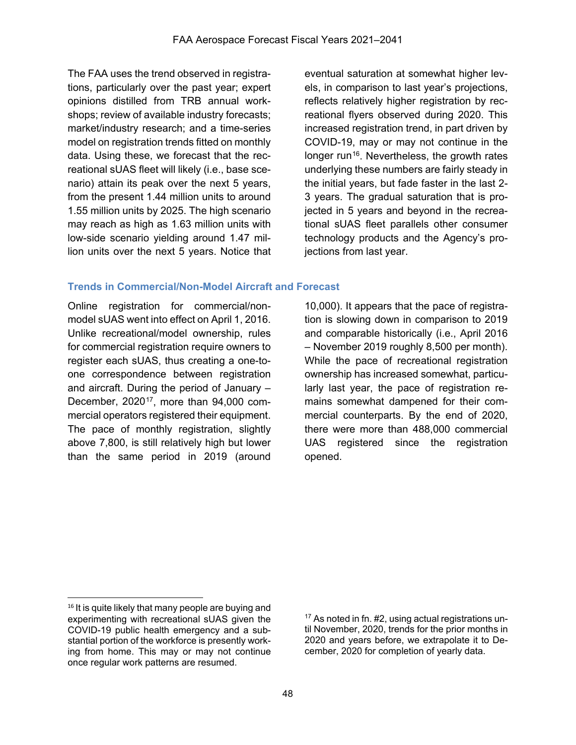The FAA uses the trend observed in registrations, particularly over the past year; expert opinions distilled from TRB annual workshops; review of available industry forecasts; market/industry research; and a time-series model on registration trends fitted on monthly data. Using these, we forecast that the recreational sUAS fleet will likely (i.e., base scenario) attain its peak over the next 5 years, from the present 1.44 million units to around 1.55 million units by 2025. The high scenario may reach as high as 1.63 million units with low-side scenario yielding around 1.47 million units over the next 5 years. Notice that eventual saturation at somewhat higher levels, in comparison to last year's projections, reflects relatively higher registration by recreational flyers observed during 2020. This increased registration trend, in part driven by COVID-19, may or may not continue in the longer run[16]. Nevertheless, the growth rates underlying these numbers are fairly steady in the initial years, but fade faster in the last 2-3 years. The gradual saturation that is projected in 5 years and beyond in the recreational sUAS fleet parallels other consumer technology products and the Agency's projections from last year.

### Trends in Commercial/Non-Model Aircraft and Forecast

Online registration for commercial/non-model sUAS went into effect on April 1, 2016. Unlike recreational/model ownership, rules for commercial registration require owners to register each sUAS, thus creating a one-to-one correspondence between registration and aircraft. During the period of January – December, 2020[17], more than 94,000 commercial operators registered their equipment. The pace of monthly registration, slightly above 7,800, is still relatively high but lower than the same period in 2019 (around 10,000). It appears that the pace of registration is slowing down in comparison to 2019 and comparable historically (i.e., April 2016 – November 2019 roughly 8,500 per month). While the pace of recreational registration ownership has increased somewhat, particularly last year, the pace of registration remains somewhat dampened for their commercial counterparts. By the end of 2020, there were more than 488,000 commercial UAS registered since the registration opened.

[16] It is quite likely that many people are buying and experimenting with recreational sUAS given the COVID-19 public health emergency and a substantial portion of the workforce is presently working from home. This may or may not continue once regular work patterns are resumed.

[17] As noted in fn. #2, using actual registrations until November, 2020, trends for the prior months in 2020 and years before, we extrapolate it to December, 2020 for completion of yearly data.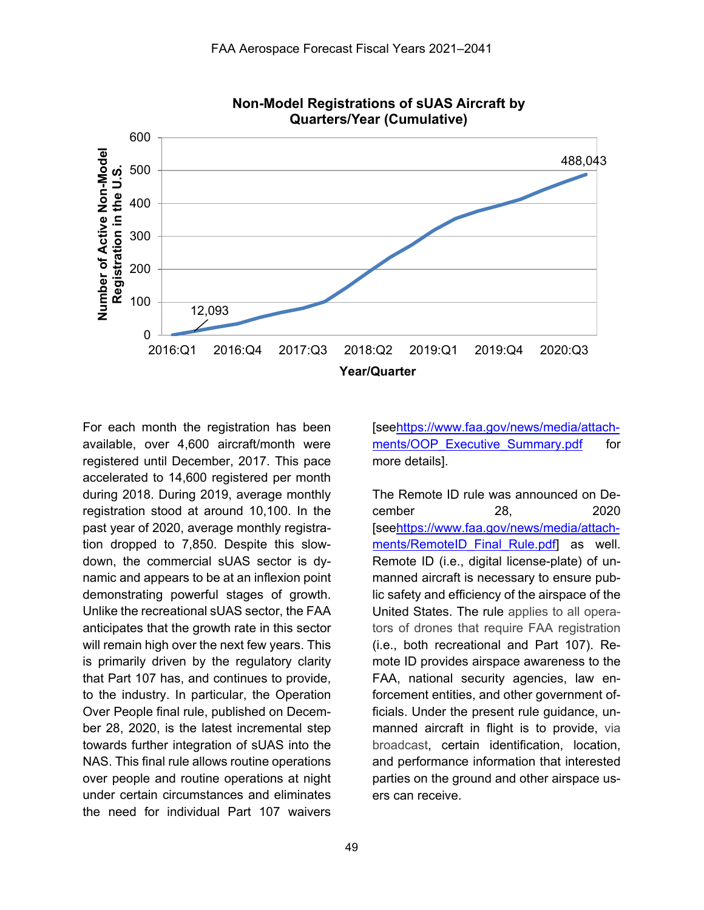**Non-Model Registrations of sUAS Aircraft by Quarters/Year (Cumulative)**

Number of Active Non-Model Registration in the U.S. (y-axis: 0–600); Year/Quarter (x-axis: 2016:Q1, 2016:Q4, 2017:Q3, 2018:Q2, 2019:Q1, 2019:Q4, 2020:Q3). Labeled values: 12,093; 488,043.

For each month the registration has been available, over 4,600 aircraft/month were registered until December, 2017. This pace accelerated to 14,600 registered per month during 2018. During 2019, average monthly registration stood at around 10,100. In the past year of 2020, average monthly registration dropped to 7,850. Despite this slowdown, the commercial sUAS sector is dynamic and appears to be at an inflexion point demonstrating powerful stages of growth. Unlike the recreational sUAS sector, the FAA anticipates that the growth rate in this sector will remain high over the next few years. This is primarily driven by the regulatory clarity that Part 107 has, and continues to provide, to the industry. In particular, the Operation Over People final rule, published on December 28, 2020, is the latest incremental step towards further integration of sUAS into the NAS. This final rule allows routine operations over people and routine operations at night under certain circumstances and eliminates the need for individual Part 107 waivers [see https://www.faa.gov/news/media/attachments/OOP_Executive_Summary.pdf for more details].

The Remote ID rule was announced on December 28, 2020 [see https://www.faa.gov/news/media/attachments/RemoteID_Final_Rule.pdf] as well. Remote ID (i.e., digital license-plate) of unmanned aircraft is necessary to ensure public safety and efficiency of the airspace of the United States. The rule applies to all operators of drones that require FAA registration (i.e., both recreational and Part 107). Remote ID provides airspace awareness to the FAA, national security agencies, law enforcement entities, and other government officials. Under the present rule guidance, unmanned aircraft in flight is to provide, via broadcast, certain identification, location, and performance information that interested parties on the ground and other airspace users can receive.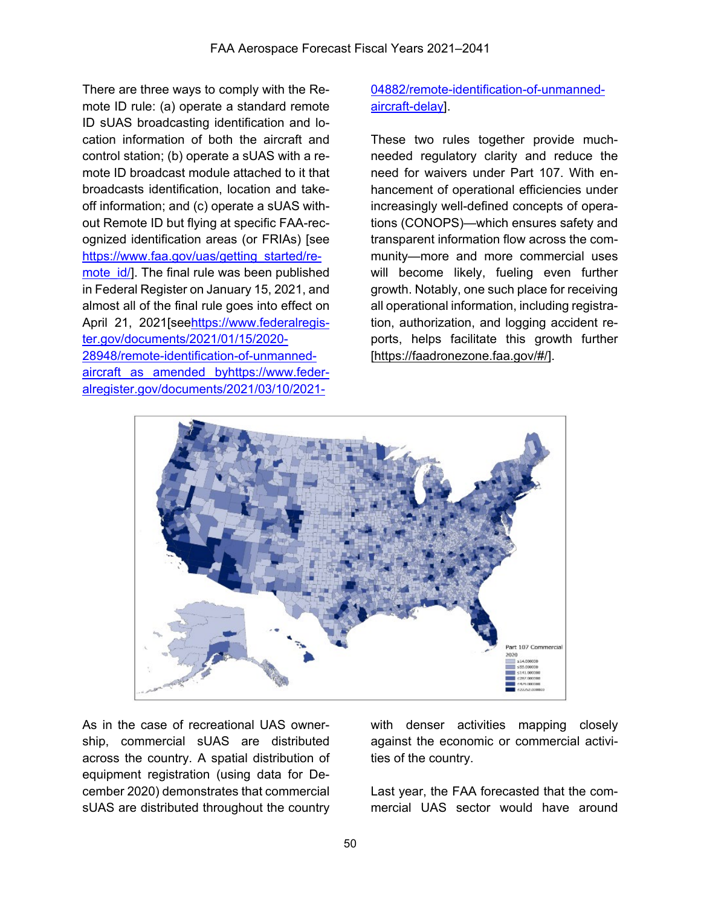There are three ways to comply with the Remote ID rule: (a) operate a standard remote ID sUAS broadcasting identification and location information of both the aircraft and control station; (b) operate a sUAS with a remote ID broadcast module attached to it that broadcasts identification, location and take-off information; and (c) operate a sUAS without Remote ID but flying at specific FAA-recognized identification areas (or FRIAs) [see https://www.faa.gov/uas/getting_started/remote_id/]. The final rule was been published in Federal Register on January 15, 2021, and almost all of the final rule goes into effect on April 21, 2021[seehttps://www.federalregister.gov/documents/2021/01/15/2020-28948/remote-identification-of-unmanned-aircraft as amended byhttps://www.federalregister.gov/documents/2021/03/10/2021-04882/remote-identification-of-unmanned-aircraft-delay].

These two rules together provide much-needed regulatory clarity and reduce the need for waivers under Part 107. With enhancement of operational efficiencies under increasingly well-defined concepts of operations (CONOPS)—which ensures safety and transparent information flow across the community—more and more commercial uses will become likely, fueling even further growth. Notably, one such place for receiving all operational information, including registration, authorization, and logging accident reports, helps facilitate this growth further [https://faadronezone.faa.gov/#/].

As in the case of recreational UAS ownership, commercial sUAS are distributed across the country. A spatial distribution of equipment registration (using data for December 2020) demonstrates that commercial sUAS are distributed throughout the country with denser activities mapping closely against the economic or commercial activities of the country.

Last year, the FAA forecasted that the commercial UAS sector would have around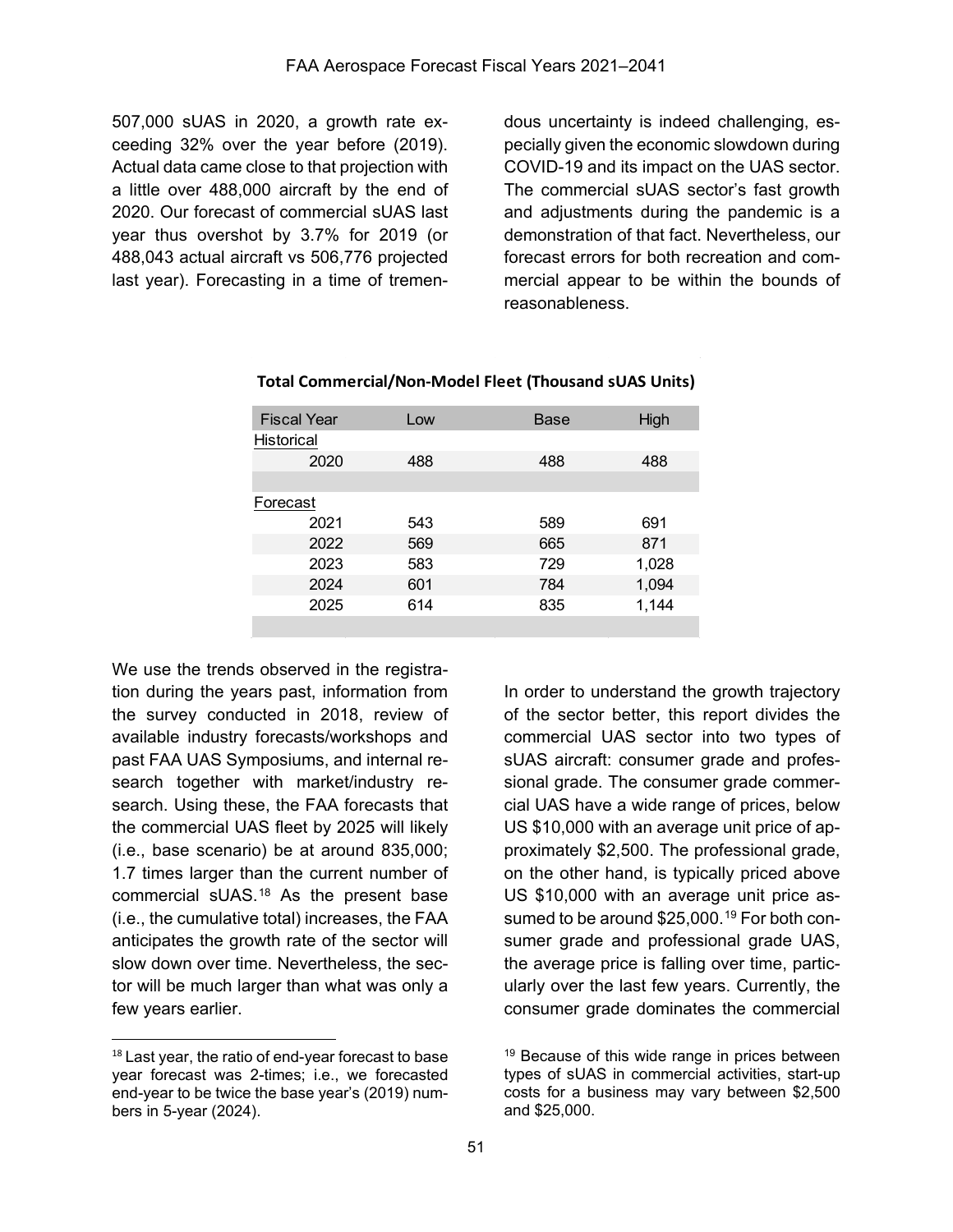507,000 sUAS in 2020, a growth rate exceeding 32% over the year before (2019). Actual data came close to that projection with a little over 488,000 aircraft by the end of 2020. Our forecast of commercial sUAS last year thus overshot by 3.7% for 2019 (or 488,043 actual aircraft vs 506,776 projected last year). Forecasting in a time of tremendous uncertainty is indeed challenging, especially given the economic slowdown during COVID-19 and its impact on the UAS sector. The commercial sUAS sector's fast growth and adjustments during the pandemic is a demonstration of that fact. Nevertheless, our forecast errors for both recreation and commercial appear to be within the bounds of reasonableness.

**Total Commercial/Non-Model Fleet (Thousand sUAS Units)**

| Fiscal Year | Low | Base | High |
|---|---|---|---|
| Historical | | | |
| 2020 | 488 | 488 | 488 |
| | | | |
| Forecast | | | |
| 2021 | 543 | 589 | 691 |
| 2022 | 569 | 665 | 871 |
| 2023 | 583 | 729 | 1,028 |
| 2024 | 601 | 784 | 1,094 |
| 2025 | 614 | 835 | 1,144 |

We use the trends observed in the registration during the years past, information from the survey conducted in 2018, review of available industry forecasts/workshops and past FAA UAS Symposiums, and internal research together with market/industry research. Using these, the FAA forecasts that the commercial UAS fleet by 2025 will likely (i.e., base scenario) be at around 835,000; 1.7 times larger than the current number of commercial sUAS.[18] As the present base (i.e., the cumulative total) increases, the FAA anticipates the growth rate of the sector will slow down over time. Nevertheless, the sector will be much larger than what was only a few years earlier.

In order to understand the growth trajectory of the sector better, this report divides the commercial UAS sector into two types of sUAS aircraft: consumer grade and professional grade. The consumer grade commercial UAS have a wide range of prices, below US $10,000 with an average unit price of approximately $2,500. The professional grade, on the other hand, is typically priced above US $10,000 with an average unit price assumed to be around $25,000.[19] For both consumer grade and professional grade UAS, the average price is falling over time, particularly over the last few years. Currently, the consumer grade dominates the commercial

[18] Last year, the ratio of end-year forecast to base year forecast was 2-times; i.e., we forecasted end-year to be twice the base year's (2019) numbers in 5-year (2024).

[19] Because of this wide range in prices between types of sUAS in commercial activities, start-up costs for a business may vary between $2,500 and $25,000.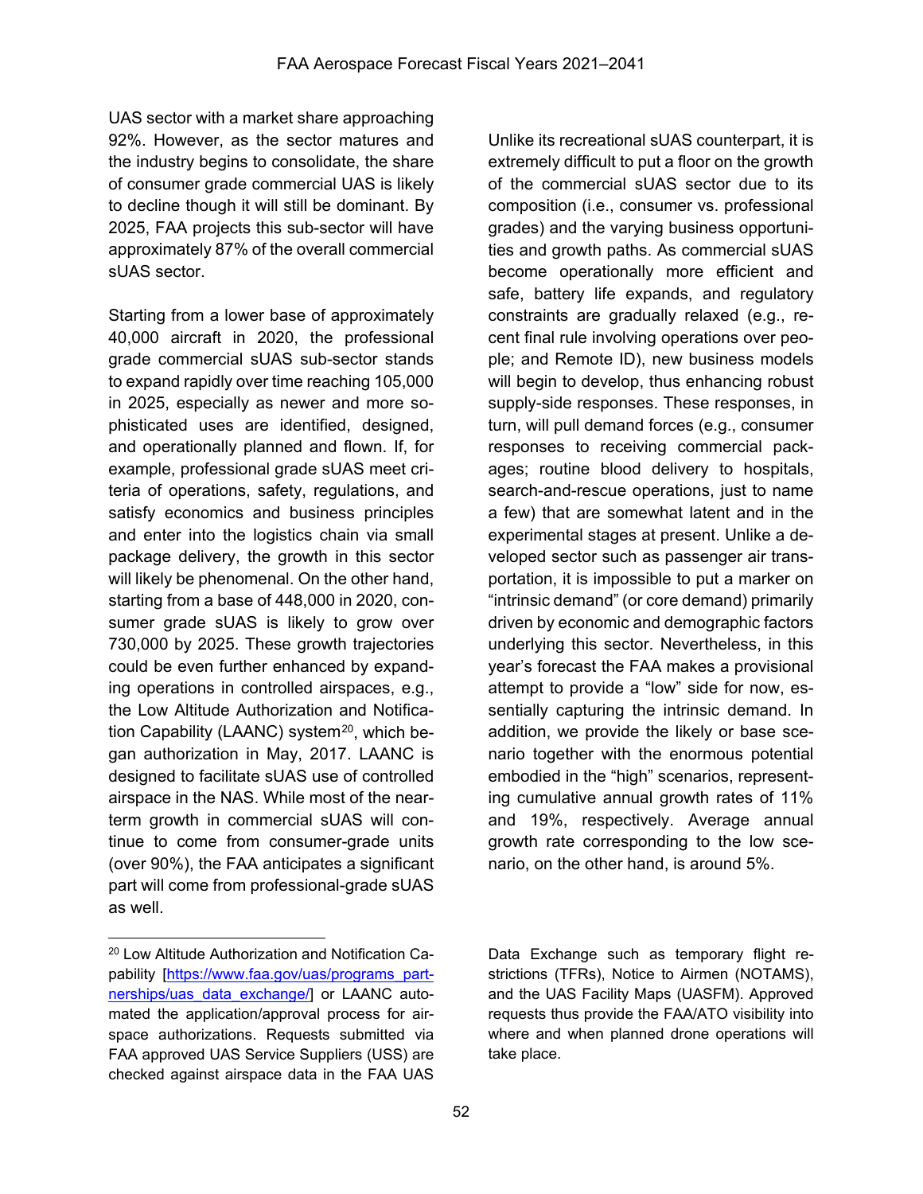UAS sector with a market share approaching 92%. However, as the sector matures and the industry begins to consolidate, the share of consumer grade commercial UAS is likely to decline though it will still be dominant. By 2025, FAA projects this sub-sector will have approximately 87% of the overall commercial sUAS sector.

Starting from a lower base of approximately 40,000 aircraft in 2020, the professional grade commercial sUAS sub-sector stands to expand rapidly over time reaching 105,000 in 2025, especially as newer and more sophisticated uses are identified, designed, and operationally planned and flown. If, for example, professional grade sUAS meet criteria of operations, safety, regulations, and satisfy economics and business principles and enter into the logistics chain via small package delivery, the growth in this sector will likely be phenomenal. On the other hand, starting from a base of 448,000 in 2020, consumer grade sUAS is likely to grow over 730,000 by 2025. These growth trajectories could be even further enhanced by expanding operations in controlled airspaces, e.g., the Low Altitude Authorization and Notification Capability (LAANC) system[20], which began authorization in May, 2017. LAANC is designed to facilitate sUAS use of controlled airspace in the NAS. While most of the near-term growth in commercial sUAS will continue to come from consumer-grade units (over 90%), the FAA anticipates a significant part will come from professional-grade sUAS as well.

Unlike its recreational sUAS counterpart, it is extremely difficult to put a floor on the growth of the commercial sUAS sector due to its composition (i.e., consumer vs. professional grades) and the varying business opportunities and growth paths. As commercial sUAS become operationally more efficient and safe, battery life expands, and regulatory constraints are gradually relaxed (e.g., recent final rule involving operations over people; and Remote ID), new business models will begin to develop, thus enhancing robust supply-side responses. These responses, in turn, will pull demand forces (e.g., consumer responses to receiving commercial packages; routine blood delivery to hospitals, search-and-rescue operations, just to name a few) that are somewhat latent and in the experimental stages at present. Unlike a developed sector such as passenger air transportation, it is impossible to put a marker on "intrinsic demand" (or core demand) primarily driven by economic and demographic factors underlying this sector. Nevertheless, in this year's forecast the FAA makes a provisional attempt to provide a "low" side for now, essentially capturing the intrinsic demand. In addition, we provide the likely or base scenario together with the enormous potential embodied in the "high" scenarios, representing cumulative annual growth rates of 11% and 19%, respectively. Average annual growth rate corresponding to the low scenario, on the other hand, is around 5%.

---

[20] Low Altitude Authorization and Notification Capability [https://www.faa.gov/uas/programs_partnerships/uas_data_exchange/] or LAANC automated the application/approval process for airspace authorizations. Requests submitted via FAA approved UAS Service Suppliers (USS) are checked against airspace data in the FAA UAS Data Exchange such as temporary flight restrictions (TFRs), Notice to Airmen (NOTAMS), and the UAS Facility Maps (UASFM). Approved requests thus provide the FAA/ATO visibility into where and when planned drone operations will take place.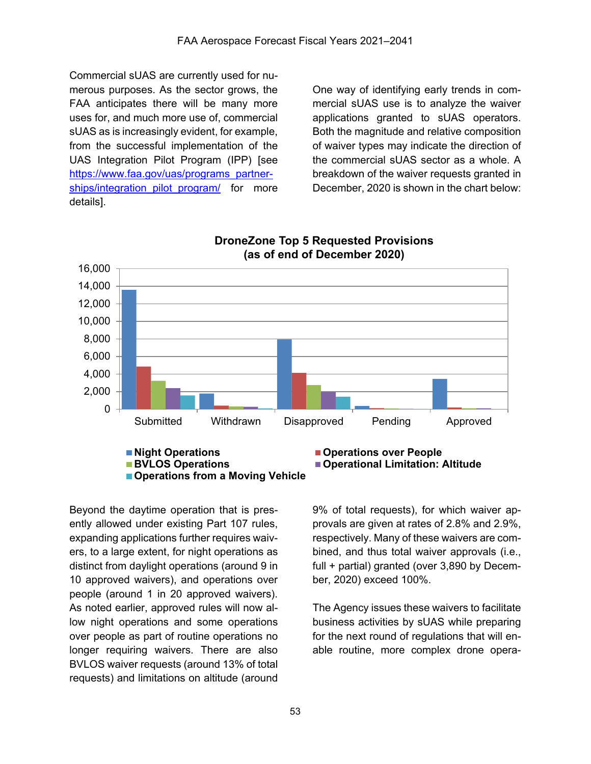Commercial sUAS are currently used for numerous purposes. As the sector grows, the FAA anticipates there will be many more uses for, and much more use of, commercial sUAS as is increasingly evident, for example, from the successful implementation of the UAS Integration Pilot Program (IPP) [see [https://www.faa.gov/uas/programs_partnerships/integration_pilot_program/](https://www.faa.gov/uas/programs_partnerships/integration_pilot_program/) for more details].

One way of identifying early trends in commercial sUAS use is to analyze the waiver applications granted to sUAS operators. Both the magnitude and relative composition of waiver types may indicate the direction of the commercial sUAS sector as a whole. A breakdown of the waiver requests granted in December, 2020 is shown in the chart below:

**DroneZone Top 5 Requested Provisions (as of end of December 2020)**

Legend: Night Operations; Operations over People; BVLOS Operations; Operational Limitation: Altitude; Operations from a Moving Vehicle

Categories: Submitted, Withdrawn, Disapproved, Pending, Approved

Beyond the daytime operation that is presently allowed under existing Part 107 rules, expanding applications further requires waivers, to a large extent, for night operations as distinct from daylight operations (around 9 in 10 approved waivers), and operations over people (around 1 in 20 approved waivers). As noted earlier, approved rules will now allow night operations and some operations over people as part of routine operations no longer requiring waivers. There are also BVLOS waiver requests (around 13% of total requests) and limitations on altitude (around 9% of total requests), for which waiver approvals are given at rates of 2.8% and 2.9%, respectively. Many of these waivers are combined, and thus total waiver approvals (i.e., full + partial) granted (over 3,890 by December, 2020) exceed 100%.

The Agency issues these waivers to facilitate business activities by sUAS while preparing for the next round of regulations that will enable routine, more complex drone opera-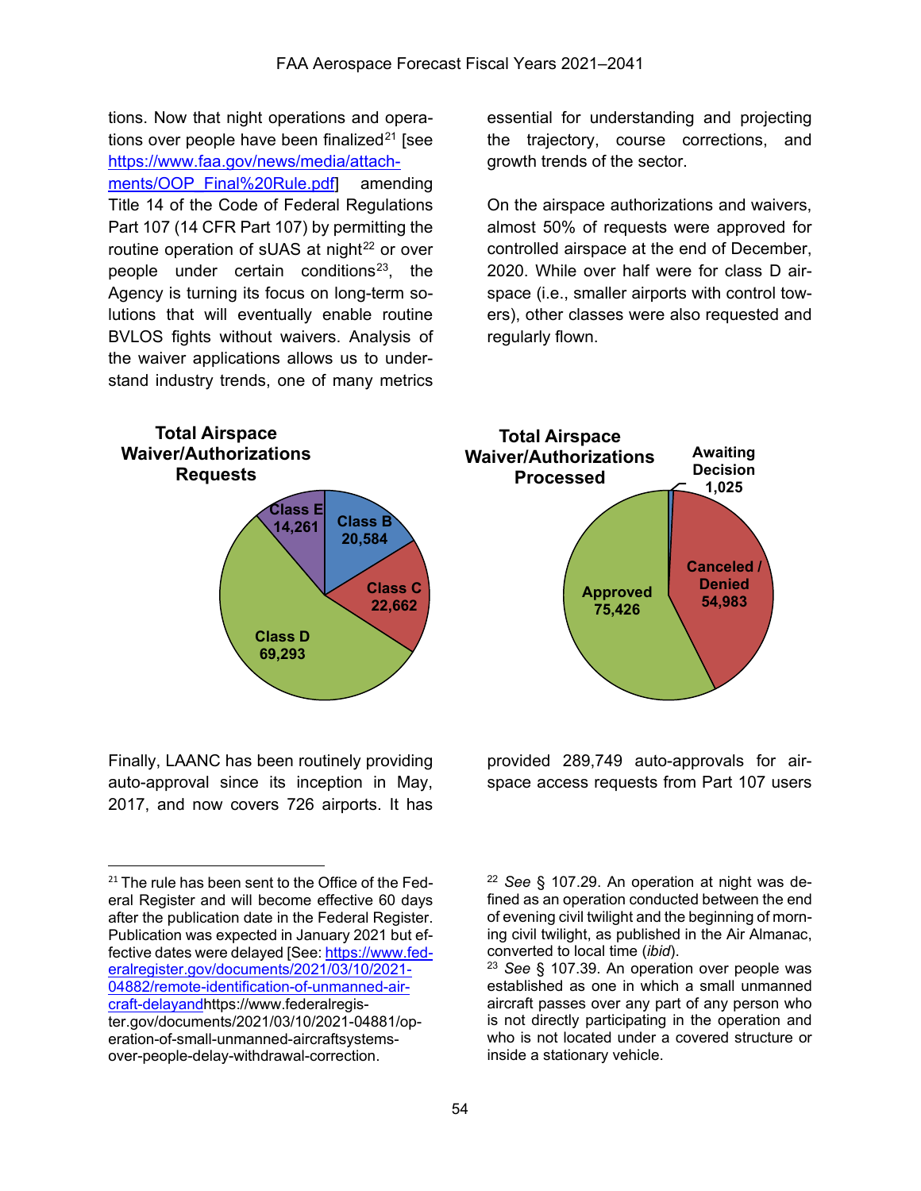tions. Now that night operations and operations over people have been finalized[21] [see https://www.faa.gov/news/media/attachments/OOP_Final%20Rule.pdf] amending Title 14 of the Code of Federal Regulations Part 107 (14 CFR Part 107) by permitting the routine operation of sUAS at night[22] or over people under certain conditions[23], the Agency is turning its focus on long-term solutions that will eventually enable routine BVLOS fights without waivers. Analysis of the waiver applications allows us to understand industry trends, one of many metrics essential for understanding and projecting the trajectory, course corrections, and growth trends of the sector.

On the airspace authorizations and waivers, almost 50% of requests were approved for controlled airspace at the end of December, 2020. While over half were for class D airspace (i.e., smaller airports with control towers), other classes were also requested and regularly flown.

**Total Airspace Waiver/Authorizations Requests**

| Class | Requests |
| --- | --- |
| Class B | 20,584 |
| Class C | 22,662 |
| Class D | 69,293 |
| Class E | 14,261 |

**Total Airspace Waiver/Authorizations Processed**

| Status | Count |
| --- | --- |
| Approved | 75,426 |
| Canceled / Denied | 54,983 |
| Awaiting Decision | 1,025 |

Finally, LAANC has been routinely providing auto-approval since its inception in May, 2017, and now covers 726 airports. It has provided 289,749 auto-approvals for airspace access requests from Part 107 users

---

[21] The rule has been sent to the Office of the Federal Register and will become effective 60 days after the publication date in the Federal Register. Publication was expected in January 2021 but effective dates were delayed [See: https://www.federalregister.gov/documents/2021/03/10/2021-04882/remote-identification-of-unmanned-aircraft-delayandhttps://www.federalregister.gov/documents/2021/03/10/2021-04881/operation-of-small-unmanned-aircraftsystems-over-people-delay-withdrawal-correction.

[22] *See* § 107.29. An operation at night was defined as an operation conducted between the end of evening civil twilight and the beginning of morning civil twilight, as published in the Air Almanac, converted to local time (*ibid*).

[23] *See* § 107.39. An operation over people was established as one in which a small unmanned aircraft passes over any part of any person who is not directly participating in the operation and who is not located under a covered structure or inside a stationary vehicle.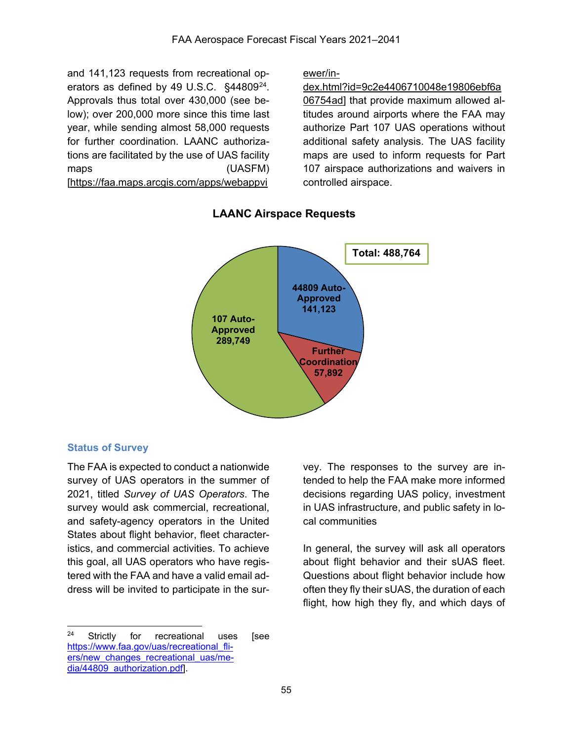and 141,123 requests from recreational operators as defined by 49 U.S.C. §44809[24]. Approvals thus total over 430,000 (see below); over 200,000 more since this time last year, while sending almost 58,000 requests for further coordination. LAANC authorizations are facilitated by the use of UAS facility maps (UASFM) [https://faa.maps.arcgis.com/apps/webappviewer/index.html?id=9c2e4406710048e19806ebf6a06754ad] that provide maximum allowed altitudes around airports where the FAA may authorize Part 107 UAS operations without additional safety analysis. The UAS facility maps are used to inform requests for Part 107 airspace authorizations and waivers in controlled airspace.

**LAANC Airspace Requests**

Total: 488,764

| Category | Requests |
|---|---|
| 44809 Auto-Approved | 141,123 |
| Further Coordination | 57,892 |
| 107 Auto-Approved | 289,749 |

### Status of Survey

The FAA is expected to conduct a nationwide survey of UAS operators in the summer of 2021, titled *Survey of UAS Operators*. The survey would ask commercial, recreational, and safety-agency operators in the United States about flight behavior, fleet characteristics, and commercial activities. To achieve this goal, all UAS operators who have registered with the FAA and have a valid email address will be invited to participate in the survey. The responses to the survey are intended to help the FAA make more informed decisions regarding UAS policy, investment in UAS infrastructure, and public safety in local communities

In general, the survey will ask all operators about flight behavior and their sUAS fleet. Questions about flight behavior include how often they fly their sUAS, the duration of each flight, how high they fly, and which days of

---

[24] Strictly for recreational uses [see https://www.faa.gov/uas/recreational_fliers/new_changes_recreational_uas/media/44809_authorization.pdf].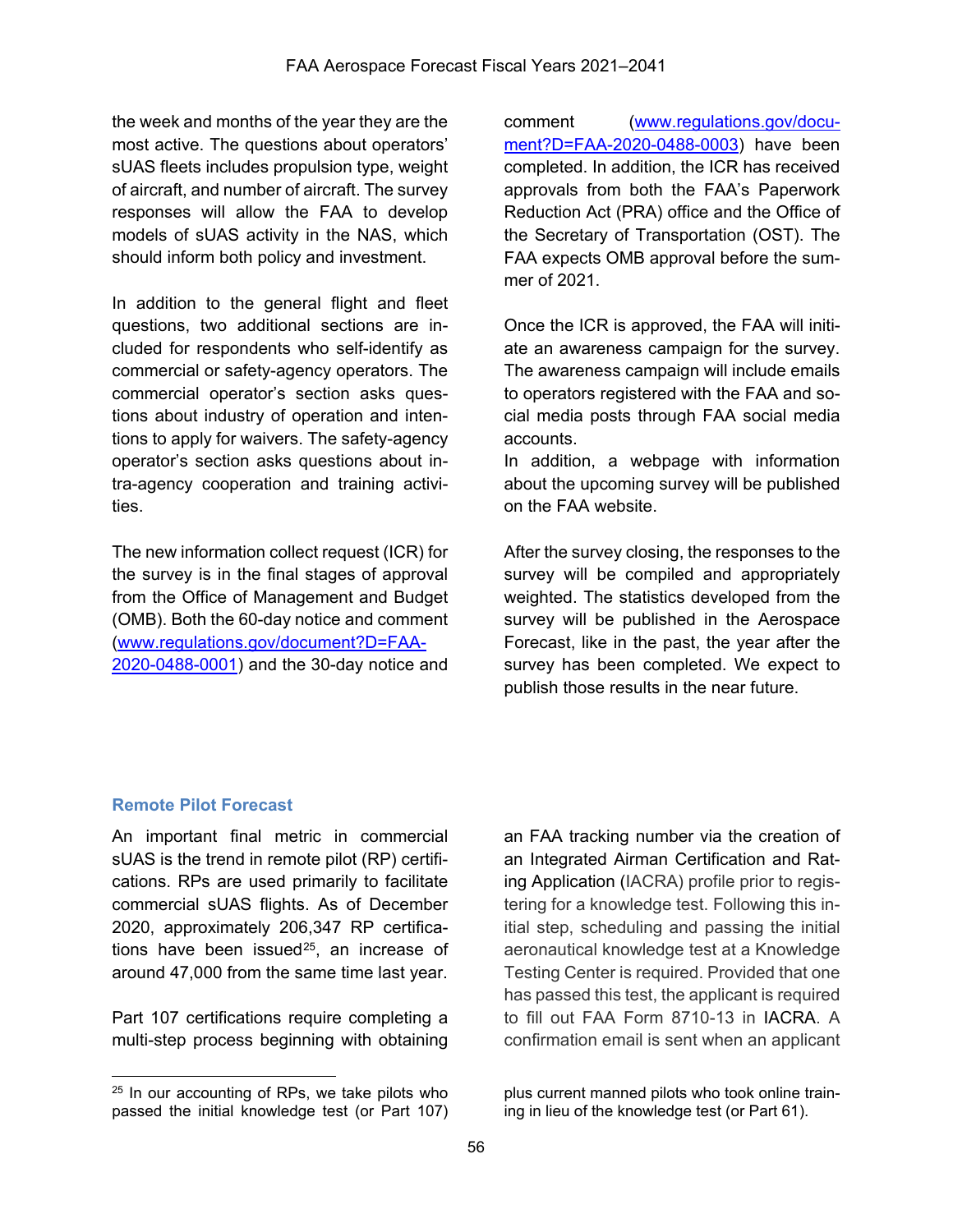the week and months of the year they are the most active. The questions about operators' sUAS fleets includes propulsion type, weight of aircraft, and number of aircraft. The survey responses will allow the FAA to develop models of sUAS activity in the NAS, which should inform both policy and investment.

In addition to the general flight and fleet questions, two additional sections are included for respondents who self-identify as commercial or safety-agency operators. The commercial operator's section asks questions about industry of operation and intentions to apply for waivers. The safety-agency operator's section asks questions about intra-agency cooperation and training activities.

The new information collect request (ICR) for the survey is in the final stages of approval from the Office of Management and Budget (OMB). Both the 60-day notice and comment (www.regulations.gov/document?D=FAA-2020-0488-0001) and the 30-day notice and comment (www.regulations.gov/document?D=FAA-2020-0488-0003) have been completed. In addition, the ICR has received approvals from both the FAA's Paperwork Reduction Act (PRA) office and the Office of the Secretary of Transportation (OST). The FAA expects OMB approval before the summer of 2021.

Once the ICR is approved, the FAA will initiate an awareness campaign for the survey. The awareness campaign will include emails to operators registered with the FAA and social media posts through FAA social media accounts.
In addition, a webpage with information about the upcoming survey will be published on the FAA website.

After the survey closing, the responses to the survey will be compiled and appropriately weighted. The statistics developed from the survey will be published in the Aerospace Forecast, like in the past, the year after the survey has been completed. We expect to publish those results in the near future.

### Remote Pilot Forecast

An important final metric in commercial sUAS is the trend in remote pilot (RP) certifications. RPs are used primarily to facilitate commercial sUAS flights. As of December 2020, approximately 206,347 RP certifications have been issued[25], an increase of around 47,000 from the same time last year.

Part 107 certifications require completing a multi-step process beginning with obtaining an FAA tracking number via the creation of an Integrated Airman Certification and Rating Application (IACRA) profile prior to registering for a knowledge test. Following this initial step, scheduling and passing the initial aeronautical knowledge test at a Knowledge Testing Center is required. Provided that one has passed this test, the applicant is required to fill out FAA Form 8710-13 in IACRA. A confirmation email is sent when an applicant

[25] In our accounting of RPs, we take pilots who passed the initial knowledge test (or Part 107) plus current manned pilots who took online training in lieu of the knowledge test (or Part 61).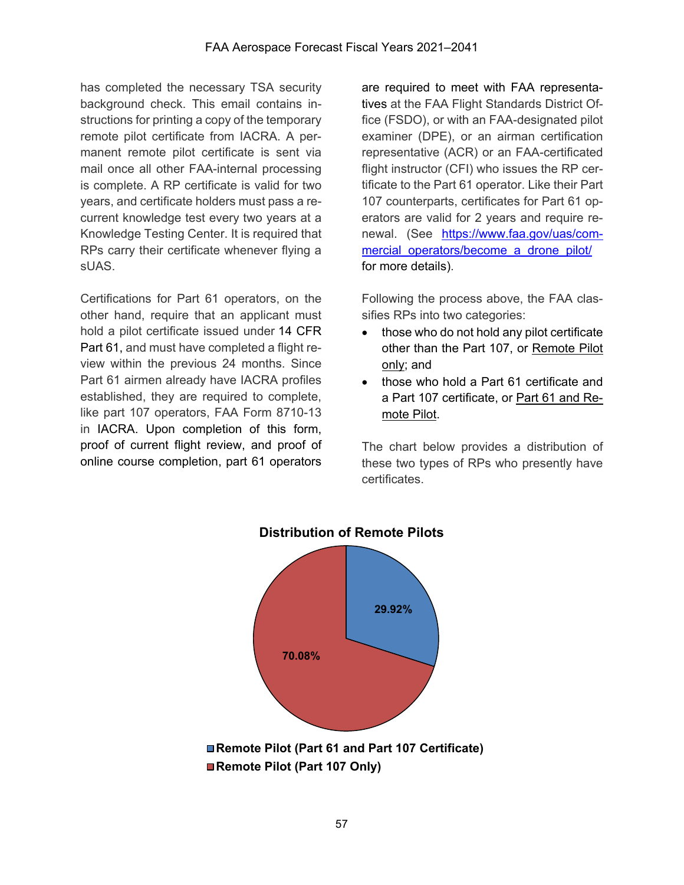has completed the necessary TSA security background check. This email contains instructions for printing a copy of the temporary remote pilot certificate from IACRA. A permanent remote pilot certificate is sent via mail once all other FAA-internal processing is complete. A RP certificate is valid for two years, and certificate holders must pass a recurrent knowledge test every two years at a Knowledge Testing Center. It is required that RPs carry their certificate whenever flying a sUAS.

Certifications for Part 61 operators, on the other hand, require that an applicant must hold a pilot certificate issued under 14 CFR Part 61, and must have completed a flight review within the previous 24 months. Since Part 61 airmen already have IACRA profiles established, they are required to complete, like part 107 operators, FAA Form 8710-13 in IACRA. Upon completion of this form, proof of current flight review, and proof of online course completion, part 61 operators are required to meet with FAA representatives at the FAA Flight Standards District Office (FSDO), or with an FAA-designated pilot examiner (DPE), or an airman certification representative (ACR) or an FAA-certificated flight instructor (CFI) who issues the RP certificate to the Part 61 operator. Like their Part 107 counterparts, certificates for Part 61 operators are valid for 2 years and require renewal. (See [https://www.faa.gov/uas/commercial_operators/become_a_drone_pilot/](https://www.faa.gov/uas/commercial_operators/become_a_drone_pilot/) for more details).

Following the process above, the FAA classifies RPs into two categories:

- those who do not hold any pilot certificate other than the Part 107, or Remote Pilot only; and
- those who hold a Part 61 certificate and a Part 107 certificate, or Part 61 and Remote Pilot.

The chart below provides a distribution of these two types of RPs who presently have certificates.

**Distribution of Remote Pilots**

| Category | Share |
|---|---|
| Remote Pilot (Part 61 and Part 107 Certificate) | 29.92% |
| Remote Pilot (Part 107 Only) | 70.08% |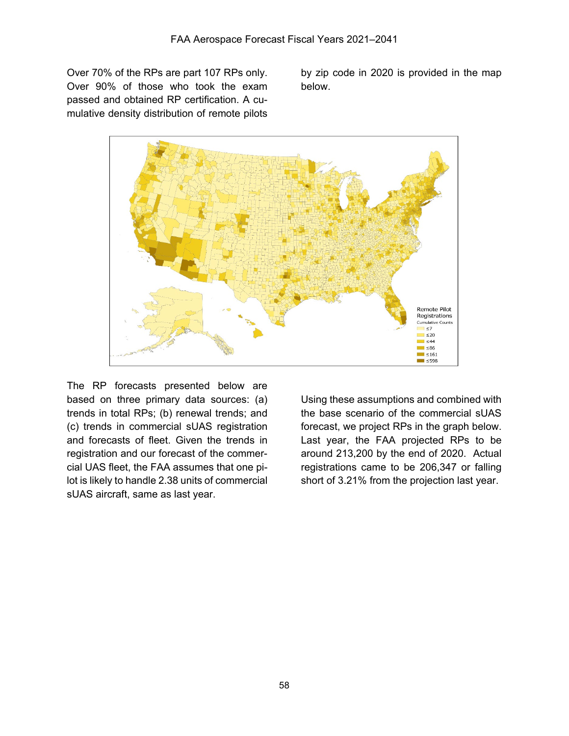Over 70% of the RPs are part 107 RPs only. Over 90% of those who took the exam passed and obtained RP certification. A cumulative density distribution of remote pilots by zip code in 2020 is provided in the map below.

The RP forecasts presented below are based on three primary data sources: (a) trends in total RPs; (b) renewal trends; and (c) trends in commercial sUAS registration and forecasts of fleet. Given the trends in registration and our forecast of the commercial UAS fleet, the FAA assumes that one pilot is likely to handle 2.38 units of commercial sUAS aircraft, same as last year.

Using these assumptions and combined with the base scenario of the commercial sUAS forecast, we project RPs in the graph below. Last year, the FAA projected RPs to be around 213,200 by the end of 2020. Actual registrations came to be 206,347 or falling short of 3.21% from the projection last year.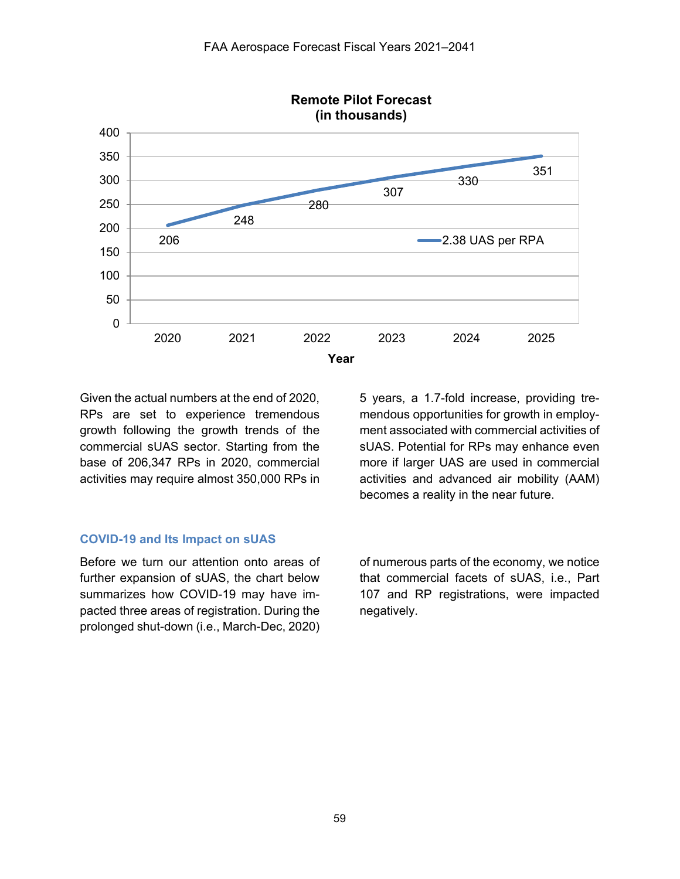**Remote Pilot Forecast (in thousands)**

| Year | 2.38 UAS per RPA |
|---|---|
| 2020 | 206 |
| 2021 | 248 |
| 2022 | 280 |
| 2023 | 307 |
| 2024 | 330 |
| 2025 | 351 |

Given the actual numbers at the end of 2020, RPs are set to experience tremendous growth following the growth trends of the commercial sUAS sector. Starting from the base of 206,347 RPs in 2020, commercial activities may require almost 350,000 RPs in 5 years, a 1.7-fold increase, providing tremendous opportunities for growth in employment associated with commercial activities of sUAS. Potential for RPs may enhance even more if larger UAS are used in commercial activities and advanced air mobility (AAM) becomes a reality in the near future.

### COVID-19 and Its Impact on sUAS

Before we turn our attention onto areas of further expansion of sUAS, the chart below summarizes how COVID-19 may have impacted three areas of registration. During the prolonged shut-down (i.e., March-Dec, 2020) of numerous parts of the economy, we notice that commercial facets of sUAS, i.e., Part 107 and RP registrations, were impacted negatively.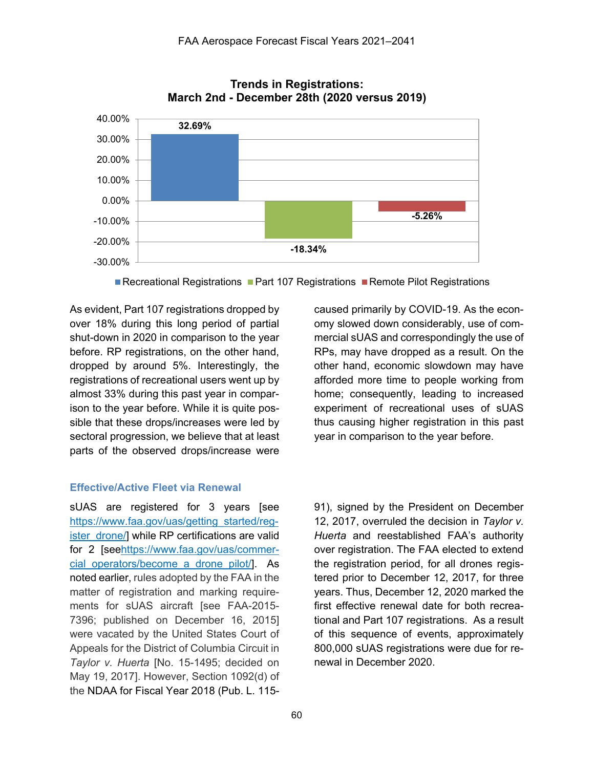**Trends in Registrations: March 2nd - December 28th (2020 versus 2019)**

| Category | Change |
| --- | --- |
| Recreational Registrations | 32.69% |
| Part 107 Registrations | -18.34% |
| Remote Pilot Registrations | -5.26% |

As evident, Part 107 registrations dropped by over 18% during this long period of partial shut-down in 2020 in comparison to the year before. RP registrations, on the other hand, dropped by around 5%. Interestingly, the registrations of recreational users went up by almost 33% during this past year in comparison to the year before. While it is quite possible that these drops/increases were led by sectoral progression, we believe that at least parts of the observed drops/increase were caused primarily by COVID-19. As the economy slowed down considerably, use of commercial sUAS and correspondingly the use of RPs, may have dropped as a result. On the other hand, economic slowdown may have afforded more time to people working from home; consequently, leading to increased experiment of recreational uses of sUAS thus causing higher registration in this past year in comparison to the year before.

### Effective/Active Fleet via Renewal

sUAS are registered for 3 years [see https://www.faa.gov/uas/getting_started/register_drone/] while RP certifications are valid for 2 [seehttps://www.faa.gov/uas/commercial_operators/become_a_drone_pilot/]. As noted earlier, rules adopted by the FAA in the matter of registration and marking requirements for sUAS aircraft [see FAA-2015-7396; published on December 16, 2015] were vacated by the United States Court of Appeals for the District of Columbia Circuit in *Taylor v. Huerta* [No. 15-1495; decided on May 19, 2017]. However, Section 1092(d) of the NDAA for Fiscal Year 2018 (Pub. L. 115-91), signed by the President on December 12, 2017, overruled the decision in *Taylor v. Huerta* and reestablished FAA's authority over registration. The FAA elected to extend the registration period, for all drones registered prior to December 12, 2017, for three years. Thus, December 12, 2020 marked the first effective renewal date for both recreational and Part 107 registrations. As a result of this sequence of events, approximately 800,000 sUAS registrations were due for renewal in December 2020.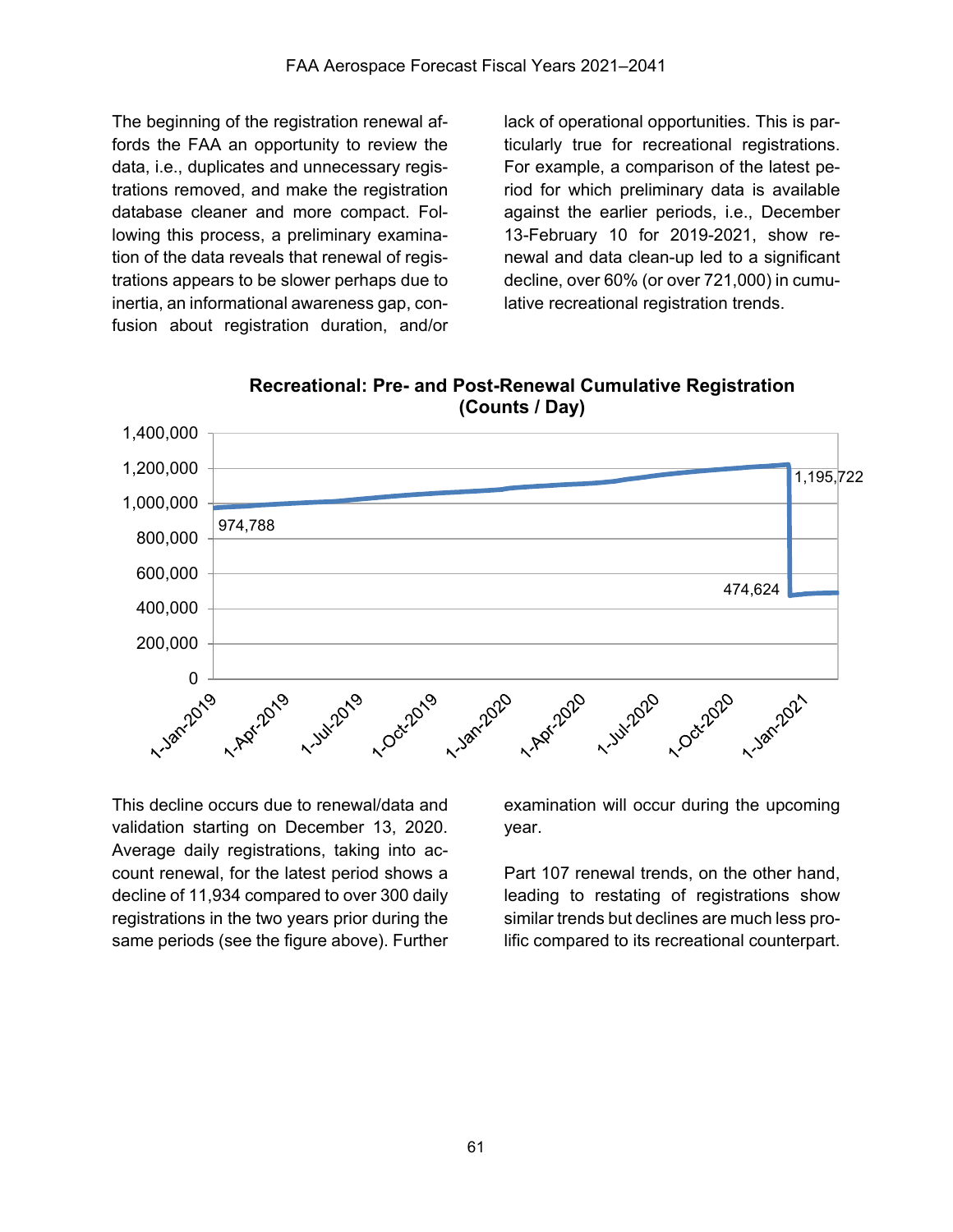The beginning of the registration renewal affords the FAA an opportunity to review the data, i.e., duplicates and unnecessary registrations removed, and make the registration database cleaner and more compact. Following this process, a preliminary examination of the data reveals that renewal of registrations appears to be slower perhaps due to inertia, an informational awareness gap, confusion about registration duration, and/or lack of operational opportunities. This is particularly true for recreational registrations. For example, a comparison of the latest period for which preliminary data is available against the earlier periods, i.e., December 13-February 10 for 2019-2021, show renewal and data clean-up led to a significant decline, over 60% (or over 721,000) in cumulative recreational registration trends.

**Recreational: Pre- and Post-Renewal Cumulative Registration (Counts / Day)**

This decline occurs due to renewal/data and validation starting on December 13, 2020. Average daily registrations, taking into account renewal, for the latest period shows a decline of 11,934 compared to over 300 daily registrations in the two years prior during the same periods (see the figure above). Further examination will occur during the upcoming year.

Part 107 renewal trends, on the other hand, leading to restating of registrations show similar trends but declines are much less prolific compared to its recreational counterpart.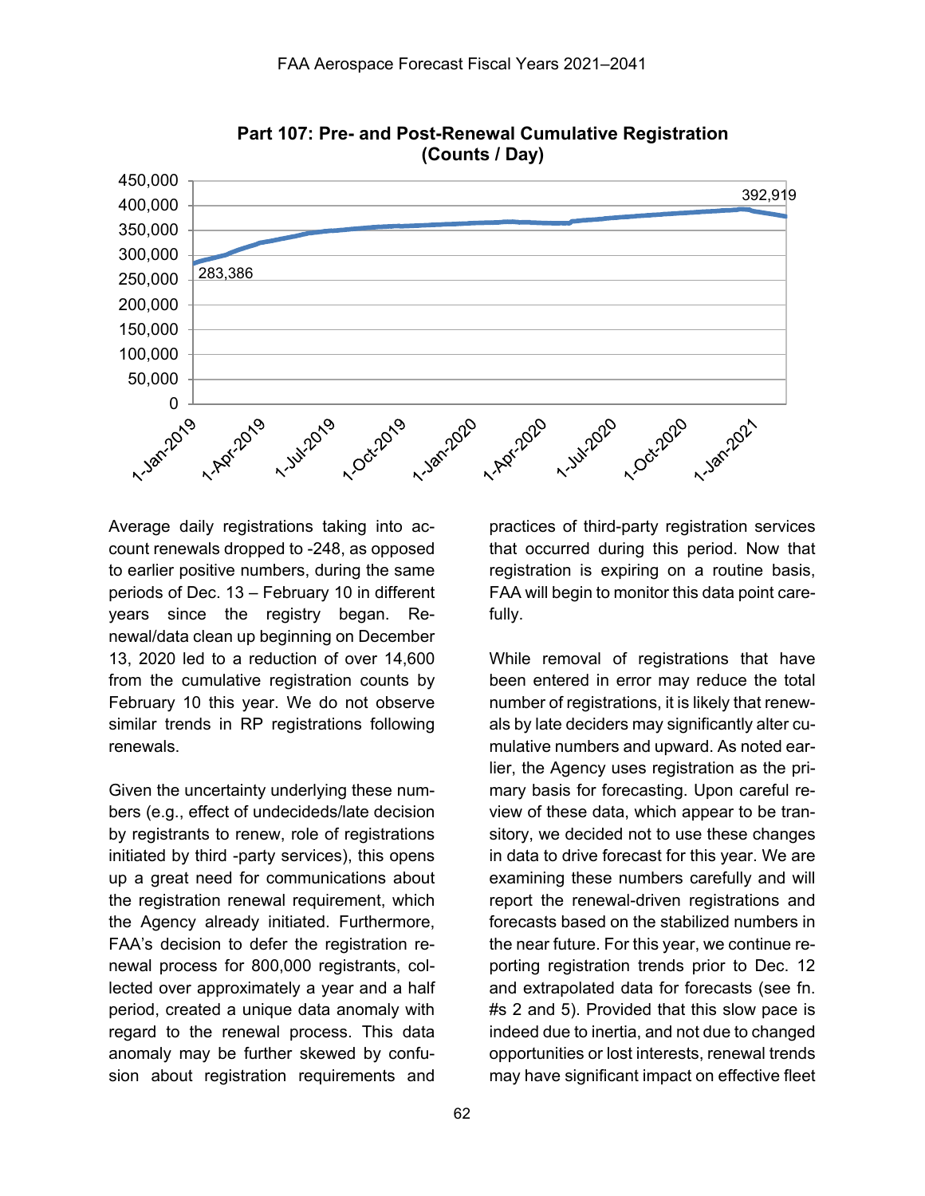**Part 107: Pre- and Post-Renewal Cumulative Registration (Counts / Day)**

Average daily registrations taking into account renewals dropped to -248, as opposed to earlier positive numbers, during the same periods of Dec. 13 – February 10 in different years since the registry began. Renewal/data clean up beginning on December 13, 2020 led to a reduction of over 14,600 from the cumulative registration counts by February 10 this year. We do not observe similar trends in RP registrations following renewals.

Given the uncertainty underlying these numbers (e.g., effect of undecideds/late decision by registrants to renew, role of registrations initiated by third -party services), this opens up a great need for communications about the registration renewal requirement, which the Agency already initiated. Furthermore, FAA's decision to defer the registration renewal process for 800,000 registrants, collected over approximately a year and a half period, created a unique data anomaly with regard to the renewal process. This data anomaly may be further skewed by confusion about registration requirements and practices of third-party registration services that occurred during this period. Now that registration is expiring on a routine basis, FAA will begin to monitor this data point carefully.

While removal of registrations that have been entered in error may reduce the total number of registrations, it is likely that renewals by late deciders may significantly alter cumulative numbers and upward. As noted earlier, the Agency uses registration as the primary basis for forecasting. Upon careful review of these data, which appear to be transitory, we decided not to use these changes in data to drive forecast for this year. We are examining these numbers carefully and will report the renewal-driven registrations and forecasts based on the stabilized numbers in the near future. For this year, we continue reporting registration trends prior to Dec. 12 and extrapolated data for forecasts (see fn. #s 2 and 5). Provided that this slow pace is indeed due to inertia, and not due to changed opportunities or lost interests, renewal trends may have significant impact on effective fleet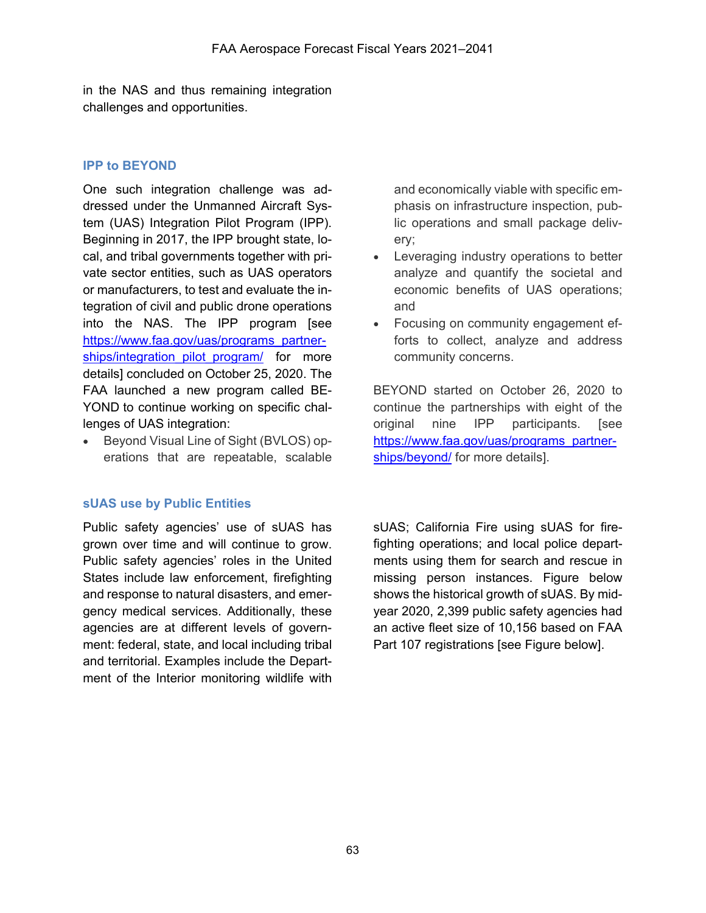in the NAS and thus remaining integration challenges and opportunities.

## IPP to BEYOND

One such integration challenge was addressed under the Unmanned Aircraft System (UAS) Integration Pilot Program (IPP). Beginning in 2017, the IPP brought state, local, and tribal governments together with private sector entities, such as UAS operators or manufacturers, to test and evaluate the integration of civil and public drone operations into the NAS. The IPP program [see https://www.faa.gov/uas/programs_partnerships/integration_pilot_program/ for more details] concluded on October 25, 2020. The FAA launched a new program called BEYOND to continue working on specific challenges of UAS integration:

- Beyond Visual Line of Sight (BVLOS) operations that are repeatable, scalable and economically viable with specific emphasis on infrastructure inspection, public operations and small package delivery;
- Leveraging industry operations to better analyze and quantify the societal and economic benefits of UAS operations; and
- Focusing on community engagement efforts to collect, analyze and address community concerns.

BEYOND started on October 26, 2020 to continue the partnerships with eight of the original nine IPP participants. [see https://www.faa.gov/uas/programs_partnerships/beyond/ for more details].

## sUAS use by Public Entities

Public safety agencies' use of sUAS has grown over time and will continue to grow. Public safety agencies' roles in the United States include law enforcement, firefighting and response to natural disasters, and emergency medical services. Additionally, these agencies are at different levels of government: federal, state, and local including tribal and territorial. Examples include the Department of the Interior monitoring wildlife with sUAS; California Fire using sUAS for firefighting operations; and local police departments using them for search and rescue in missing person instances. Figure below shows the historical growth of sUAS. By mid-year 2020, 2,399 public safety agencies had an active fleet size of 10,156 based on FAA Part 107 registrations [see Figure below].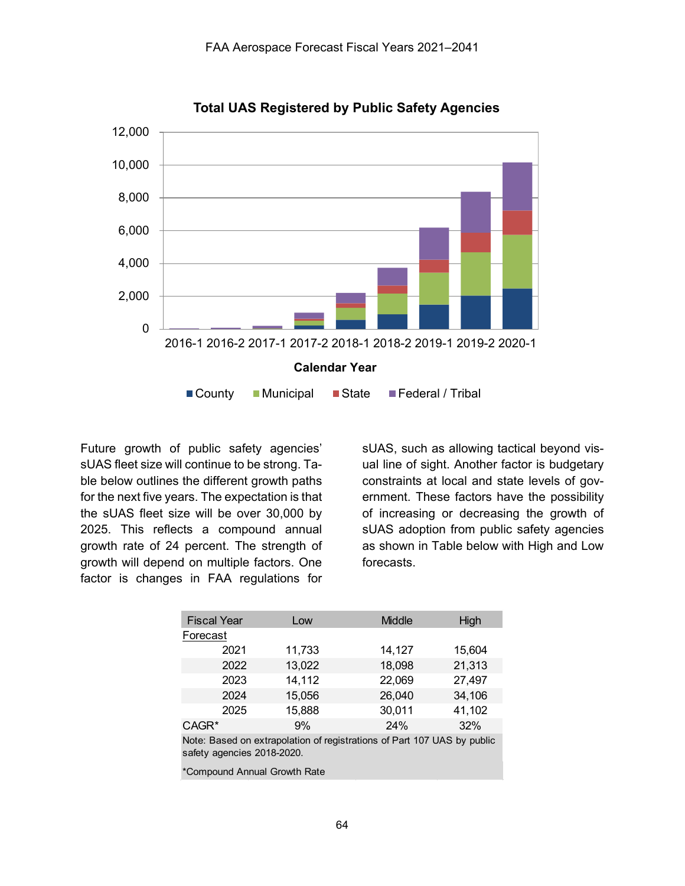**Total UAS Registered by Public Safety Agencies**

Calendar Year

County | Municipal | State | Federal / Tribal

Future growth of public safety agencies' sUAS fleet size will continue to be strong. Table below outlines the different growth paths for the next five years. The expectation is that the sUAS fleet size will be over 30,000 by 2025. This reflects a compound annual growth rate of 24 percent. The strength of growth will depend on multiple factors. One factor is changes in FAA regulations for sUAS, such as allowing tactical beyond visual line of sight. Another factor is budgetary constraints at local and state levels of government. These factors have the possibility of increasing or decreasing the growth of sUAS adoption from public safety agencies as shown in Table below with High and Low forecasts.

| Fiscal Year | Low | Middle | High |
|---|---|---|---|
| Forecast | | | |
| 2021 | 11,733 | 14,127 | 15,604 |
| 2022 | 13,022 | 18,098 | 21,313 |
| 2023 | 14,112 | 22,069 | 27,497 |
| 2024 | 15,056 | 26,040 | 34,106 |
| 2025 | 15,888 | 30,011 | 41,102 |
| CAGR* | 9% | 24% | 32% |

Note: Based on extrapolation of registrations of Part 107 UAS by public safety agencies 2018-2020.

*Compound Annual Growth Rate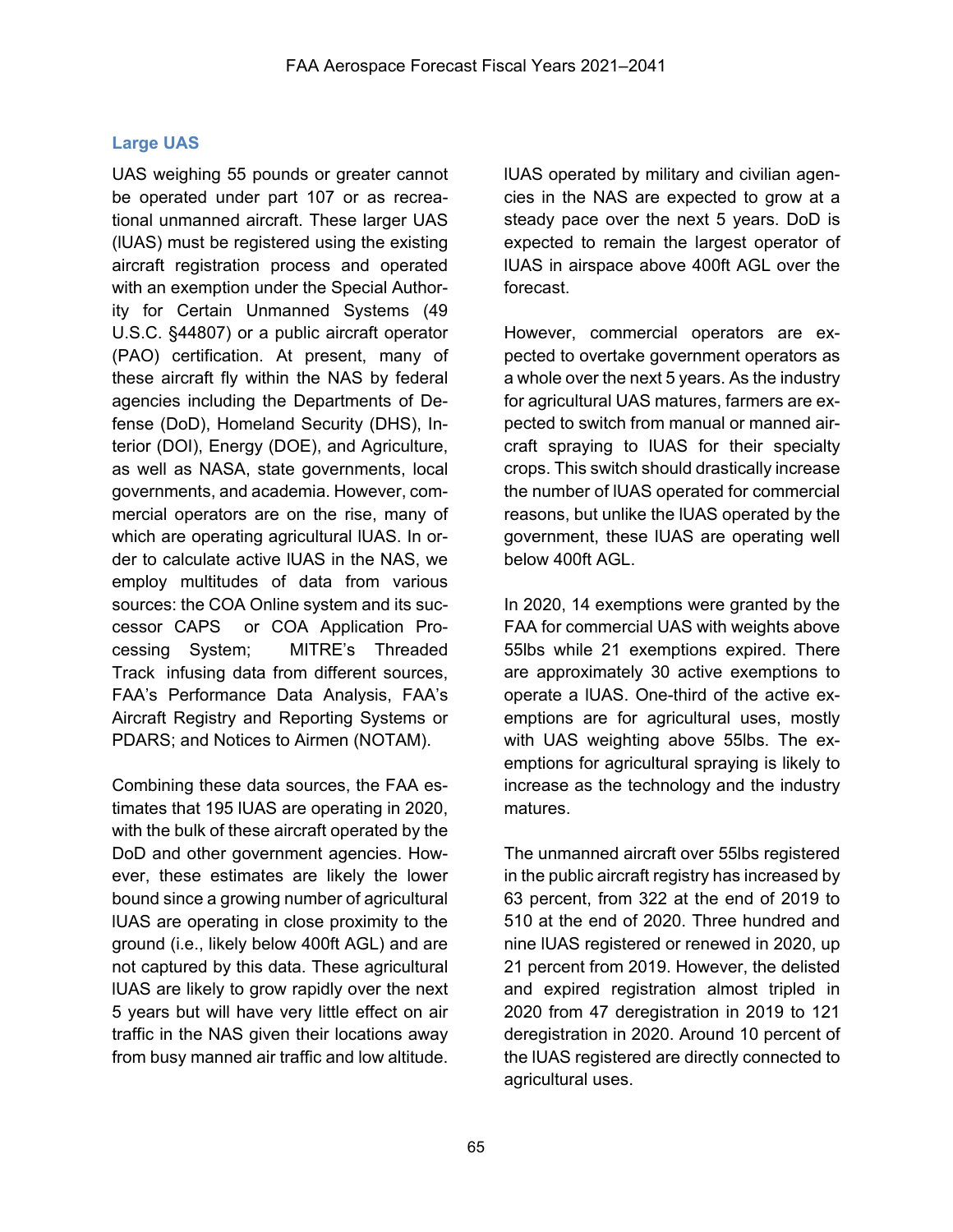## Large UAS

UAS weighing 55 pounds or greater cannot be operated under part 107 or as recreational unmanned aircraft. These larger UAS (lUAS) must be registered using the existing aircraft registration process and operated with an exemption under the Special Authority for Certain Unmanned Systems (49 U.S.C. §44807) or a public aircraft operator (PAO) certification. At present, many of these aircraft fly within the NAS by federal agencies including the Departments of Defense (DoD), Homeland Security (DHS), Interior (DOI), Energy (DOE), and Agriculture, as well as NASA, state governments, local governments, and academia. However, commercial operators are on the rise, many of which are operating agricultural lUAS. In order to calculate active lUAS in the NAS, we employ multitudes of data from various sources: the COA Online system and its successor CAPS or COA Application Processing System; MITRE's Threaded Track infusing data from different sources, FAA's Performance Data Analysis, FAA's Aircraft Registry and Reporting Systems or PDARS; and Notices to Airmen (NOTAM).

Combining these data sources, the FAA estimates that 195 lUAS are operating in 2020, with the bulk of these aircraft operated by the DoD and other government agencies. However, these estimates are likely the lower bound since a growing number of agricultural lUAS are operating in close proximity to the ground (i.e., likely below 400ft AGL) and are not captured by this data. These agricultural lUAS are likely to grow rapidly over the next 5 years but will have very little effect on air traffic in the NAS given their locations away from busy manned air traffic and low altitude.

lUAS operated by military and civilian agencies in the NAS are expected to grow at a steady pace over the next 5 years. DoD is expected to remain the largest operator of lUAS in airspace above 400ft AGL over the forecast.

However, commercial operators are expected to overtake government operators as a whole over the next 5 years. As the industry for agricultural UAS matures, farmers are expected to switch from manual or manned aircraft spraying to lUAS for their specialty crops. This switch should drastically increase the number of lUAS operated for commercial reasons, but unlike the lUAS operated by the government, these lUAS are operating well below 400ft AGL.

In 2020, 14 exemptions were granted by the FAA for commercial UAS with weights above 55lbs while 21 exemptions expired. There are approximately 30 active exemptions to operate a lUAS. One-third of the active exemptions are for agricultural uses, mostly with UAS weighting above 55lbs. The exemptions for agricultural spraying is likely to increase as the technology and the industry matures.

The unmanned aircraft over 55lbs registered in the public aircraft registry has increased by 63 percent, from 322 at the end of 2019 to 510 at the end of 2020. Three hundred and nine lUAS registered or renewed in 2020, up 21 percent from 2019. However, the delisted and expired registration almost tripled in 2020 from 47 deregistration in 2019 to 121 deregistration in 2020. Around 10 percent of the lUAS registered are directly connected to agricultural uses.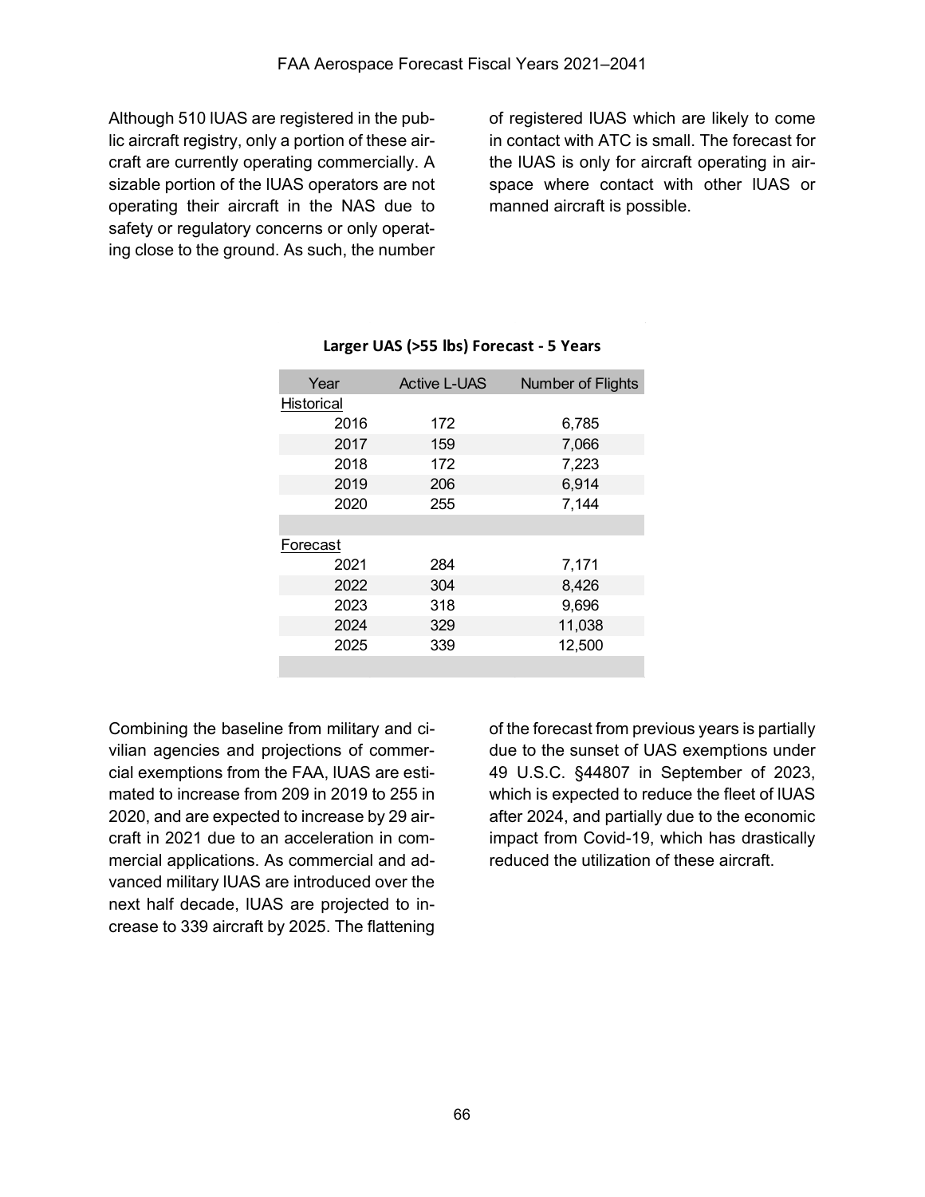Although 510 lUAS are registered in the public aircraft registry, only a portion of these aircraft are currently operating commercially. A sizable portion of the lUAS operators are not operating their aircraft in the NAS due to safety or regulatory concerns or only operating close to the ground. As such, the number of registered lUAS which are likely to come in contact with ATC is small. The forecast for the lUAS is only for aircraft operating in airspace where contact with other lUAS or manned aircraft is possible.

**Larger UAS (>55 lbs) Forecast - 5 Years**

| Year | Active L-UAS | Number of Flights |
|---|---|---|
| Historical | | |
| 2016 | 172 | 6,785 |
| 2017 | 159 | 7,066 |
| 2018 | 172 | 7,223 |
| 2019 | 206 | 6,914 |
| 2020 | 255 | 7,144 |
| | | |
| Forecast | | |
| 2021 | 284 | 7,171 |
| 2022 | 304 | 8,426 |
| 2023 | 318 | 9,696 |
| 2024 | 329 | 11,038 |
| 2025 | 339 | 12,500 |

Combining the baseline from military and civilian agencies and projections of commercial exemptions from the FAA, lUAS are estimated to increase from 209 in 2019 to 255 in 2020, and are expected to increase by 29 aircraft in 2021 due to an acceleration in commercial applications. As commercial and advanced military lUAS are introduced over the next half decade, lUAS are projected to increase to 339 aircraft by 2025. The flattening of the forecast from previous years is partially due to the sunset of UAS exemptions under 49 U.S.C. §44807 in September of 2023, which is expected to reduce the fleet of lUAS after 2024, and partially due to the economic impact from Covid-19, which has drastically reduced the utilization of these aircraft.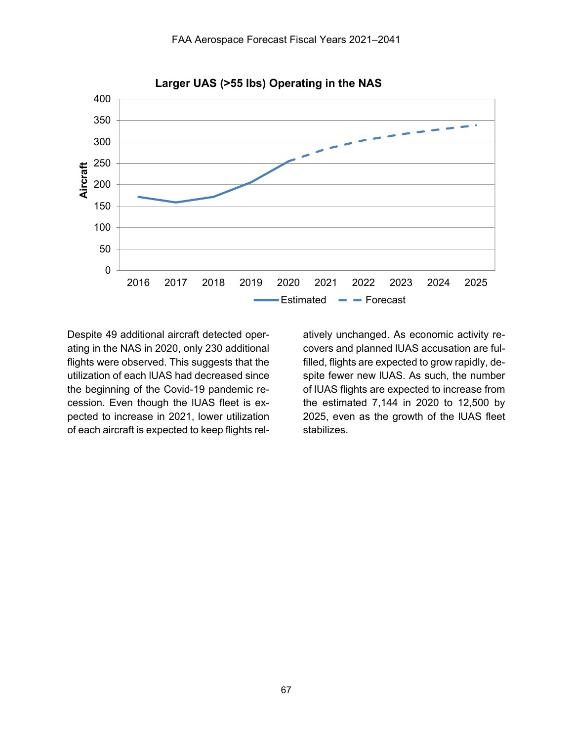**Larger UAS (>55 lbs) Operating in the NAS**

Despite 49 additional aircraft detected operating in the NAS in 2020, only 230 additional flights were observed. This suggests that the utilization of each lUAS had decreased since the beginning of the Covid-19 pandemic recession. Even though the lUAS fleet is expected to increase in 2021, lower utilization of each aircraft is expected to keep flights relatively unchanged. As economic activity recovers and planned lUAS accusation are fulfilled, flights are expected to grow rapidly, despite fewer new lUAS. As such, the number of lUAS flights are expected to increase from the estimated 7,144 in 2020 to 12,500 by 2025, even as the growth of the lUAS fleet stabilizes.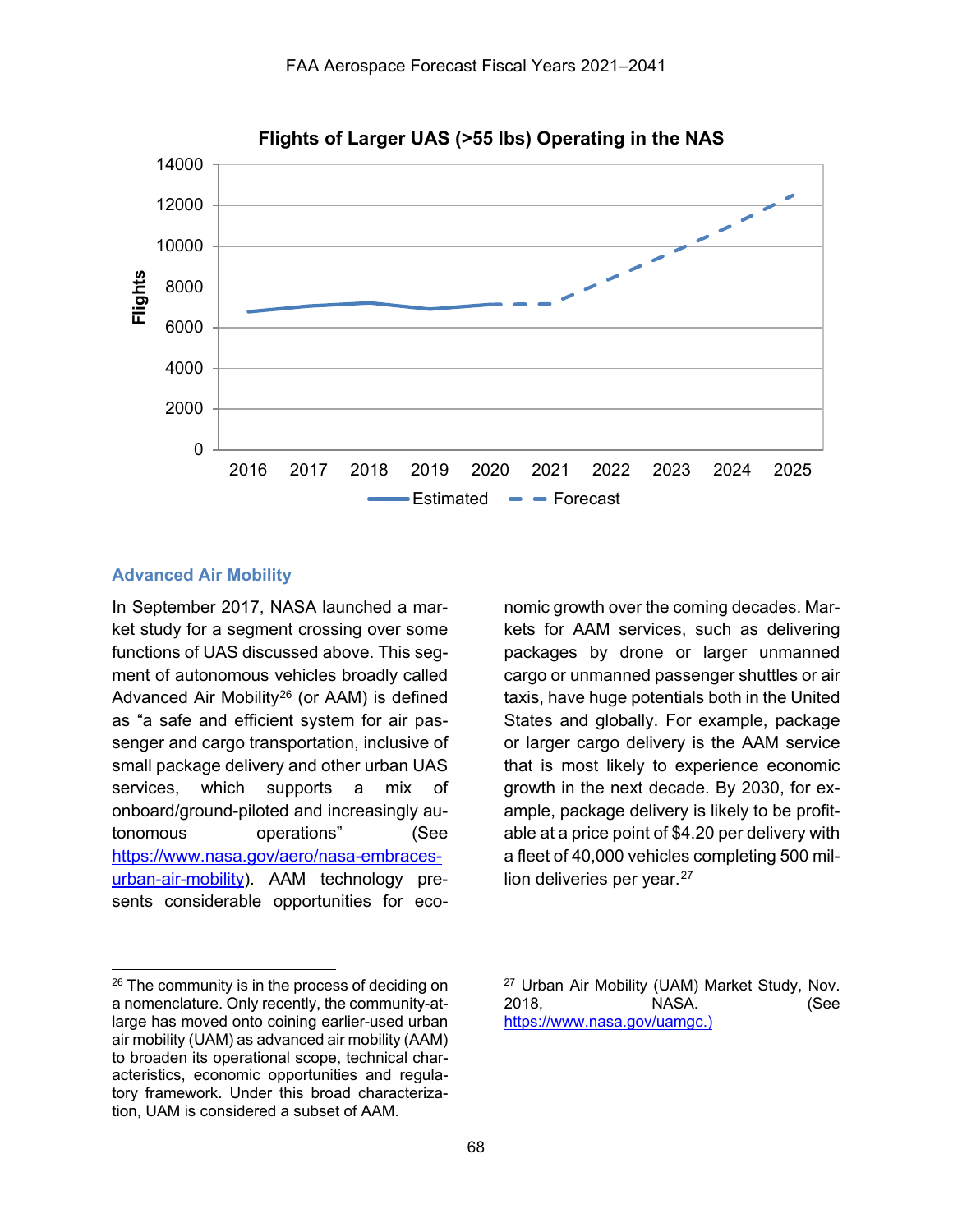**Flights of Larger UAS (>55 lbs) Operating in the NAS**

## Advanced Air Mobility

In September 2017, NASA launched a market study for a segment crossing over some functions of UAS discussed above. This segment of autonomous vehicles broadly called Advanced Air Mobility[26] (or AAM) is defined as "a safe and efficient system for air passenger and cargo transportation, inclusive of small package delivery and other urban UAS services, which supports a mix of onboard/ground-piloted and increasingly autonomous operations" (See https://www.nasa.gov/aero/nasa-embraces-urban-air-mobility). AAM technology presents considerable opportunities for economic growth over the coming decades. Markets for AAM services, such as delivering packages by drone or larger unmanned cargo or unmanned passenger shuttles or air taxis, have huge potentials both in the United States and globally. For example, package or larger cargo delivery is the AAM service that is most likely to experience economic growth in the next decade. By 2030, for example, package delivery is likely to be profitable at a price point of $4.20 per delivery with a fleet of 40,000 vehicles completing 500 million deliveries per year.[27]

[26] The community is in the process of deciding on a nomenclature. Only recently, the community-at-large has moved onto coining earlier-used urban air mobility (UAM) as advanced air mobility (AAM) to broaden its operational scope, technical characteristics, economic opportunities and regulatory framework. Under this broad characterization, UAM is considered a subset of AAM.

[27] Urban Air Mobility (UAM) Market Study, Nov. 2018, NASA. (See https://www.nasa.gov/uamgc.)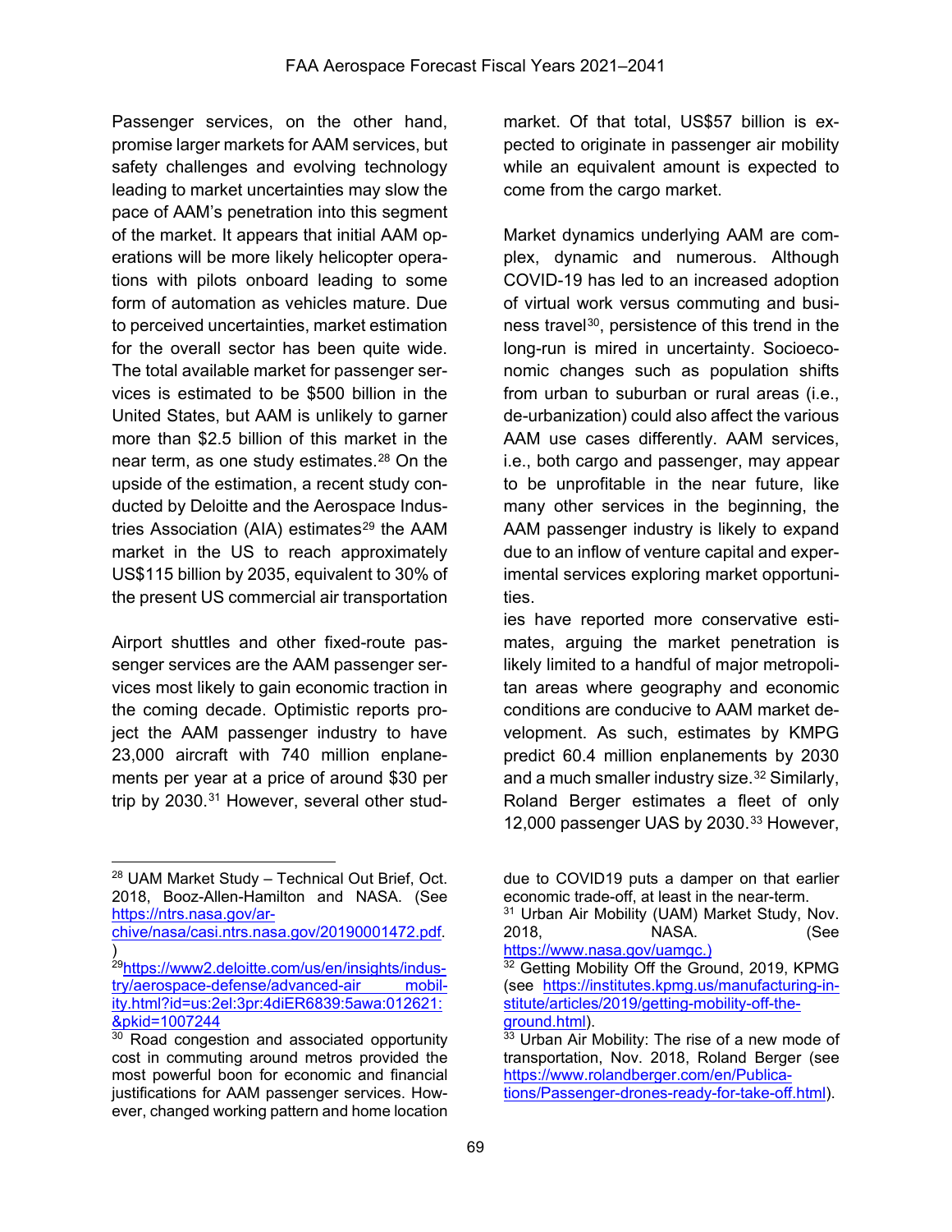Passenger services, on the other hand, promise larger markets for AAM services, but safety challenges and evolving technology leading to market uncertainties may slow the pace of AAM's penetration into this segment of the market. It appears that initial AAM operations will be more likely helicopter operations with pilots onboard leading to some form of automation as vehicles mature. Due to perceived uncertainties, market estimation for the overall sector has been quite wide. The total available market for passenger services is estimated to be $500 billion in the United States, but AAM is unlikely to garner more than $2.5 billion of this market in the near term, as one study estimates.[28] On the upside of the estimation, a recent study conducted by Deloitte and the Aerospace Industries Association (AIA) estimates[29] the AAM market in the US to reach approximately US$115 billion by 2035, equivalent to 30% of the present US commercial air transportation market. Of that total, US$57 billion is expected to originate in passenger air mobility while an equivalent amount is expected to come from the cargo market.

Airport shuttles and other fixed-route passenger services are the AAM passenger services most likely to gain economic traction in the coming decade. Optimistic reports project the AAM passenger industry to have 23,000 aircraft with 740 million enplanements per year at a price of around $30 per trip by 2030.[31] However, several other studies have reported more conservative estimates, arguing the market penetration is likely limited to a handful of major metropolitan areas where geography and economic conditions are conducive to AAM market development. As such, estimates by KMPG predict 60.4 million enplanements by 2030 and a much smaller industry size.[32] Similarly, Roland Berger estimates a fleet of only 12,000 passenger UAS by 2030.[33] However,

Market dynamics underlying AAM are complex, dynamic and numerous. Although COVID-19 has led to an increased adoption of virtual work versus commuting and business travel[30], persistence of this trend in the long-run is mired in uncertainty. Socioeconomic changes such as population shifts from urban to suburban or rural areas (i.e., de-urbanization) could also affect the various AAM use cases differently. AAM services, i.e., both cargo and passenger, may appear to be unprofitable in the near future, like many other services in the beginning, the AAM passenger industry is likely to expand due to an inflow of venture capital and experimental services exploring market opportunities.

---

[28] UAM Market Study – Technical Out Brief, Oct. 2018, Booz-Allen-Hamilton and NASA. (See https://ntrs.nasa.gov/archive/nasa/casi.ntrs.nasa.gov/20190001472.pdf.)

[29] https://www2.deloitte.com/us/en/insights/industry/aerospace-defense/advanced-air mobility.html?id=us:2el:3pr:4diER6839:5awa:012621:&pkid=1007244

[30] Road congestion and associated opportunity cost in commuting around metros provided the most powerful boon for economic and financial justifications for AAM passenger services. However, changed working pattern and home location due to COVID19 puts a damper on that earlier economic trade-off, at least in the near-term.

[31] Urban Air Mobility (UAM) Market Study, Nov. 2018, NASA. (See https://www.nasa.gov/uamgc.)

[32] Getting Mobility Off the Ground, 2019, KPMG (see https://institutes.kpmg.us/manufacturing-institute/articles/2019/getting-mobility-off-the-ground.html).

[33] Urban Air Mobility: The rise of a new mode of transportation, Nov. 2018, Roland Berger (see https://www.rolandberger.com/en/Publications/Passenger-drones-ready-for-take-off.html).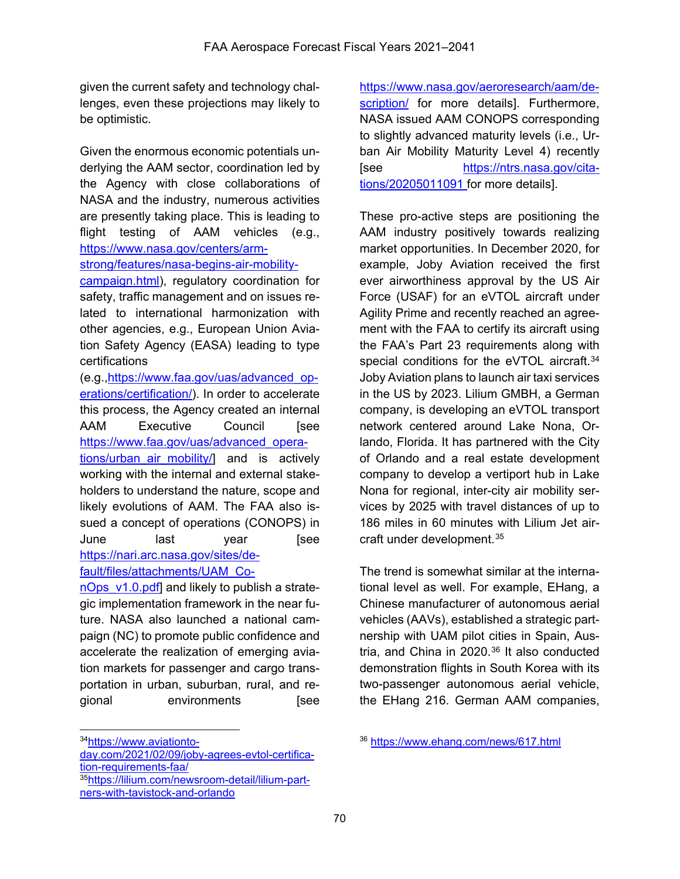given the current safety and technology challenges, even these projections may likely to be optimistic.

Given the enormous economic potentials underlying the AAM sector, coordination led by the Agency with close collaborations of NASA and the industry, numerous activities are presently taking place. This is leading to flight testing of AAM vehicles (e.g., https://www.nasa.gov/centers/armstrong/features/nasa-begins-air-mobility-campaign.html), regulatory coordination for safety, traffic management and on issues related to international harmonization with other agencies, e.g., European Union Aviation Safety Agency (EASA) leading to type certifications (e.g.,https://www.faa.gov/uas/advanced_operations/certification/). In order to accelerate this process, the Agency created an internal AAM Executive Council [see https://www.faa.gov/uas/advanced_operations/urban_air_mobility/] and is actively working with the internal and external stakeholders to understand the nature, scope and likely evolutions of AAM. The FAA also issued a concept of operations (CONOPS) in June last year [see https://nari.arc.nasa.gov/sites/default/files/attachments/UAM_ConOps_v1.0.pdf] and likely to publish a strategic implementation framework in the near future. NASA also launched a national campaign (NC) to promote public confidence and accelerate the realization of emerging aviation markets for passenger and cargo transportation in urban, suburban, rural, and regional environments [see https://www.nasa.gov/aeroresearch/aam/description/ for more details]. Furthermore, NASA issued AAM CONOPS corresponding to slightly advanced maturity levels (i.e., Urban Air Mobility Maturity Level 4) recently [see https://ntrs.nasa.gov/citations/20205011091 for more details].

These pro-active steps are positioning the AAM industry positively towards realizing market opportunities. In December 2020, for example, Joby Aviation received the first ever airworthiness approval by the US Air Force (USAF) for an eVTOL aircraft under Agility Prime and recently reached an agreement with the FAA to certify its aircraft using the FAA's Part 23 requirements along with special conditions for the eVTOL aircraft.[34] Joby Aviation plans to launch air taxi services in the US by 2023. Lilium GMBH, a German company, is developing an eVTOL transport network centered around Lake Nona, Orlando, Florida. It has partnered with the City of Orlando and a real estate development company to develop a vertiport hub in Lake Nona for regional, inter-city air mobility services by 2025 with travel distances of up to 186 miles in 60 minutes with Lilium Jet aircraft under development.[35]

The trend is somewhat similar at the international level as well. For example, EHang, a Chinese manufacturer of autonomous aerial vehicles (AAVs), established a strategic partnership with UAM pilot cities in Spain, Austria, and China in 2020.[36] It also conducted demonstration flights in South Korea with its two-passenger autonomous aerial vehicle, the EHang 216. German AAM companies,

[34] https://www.aviationtoday.com/2021/02/09/joby-agrees-evtol-certification-requirements-faa/

[35] https://lilium.com/newsroom-detail/lilium-partners-with-tavistock-and-orlando

[36] https://www.ehang.com/news/617.html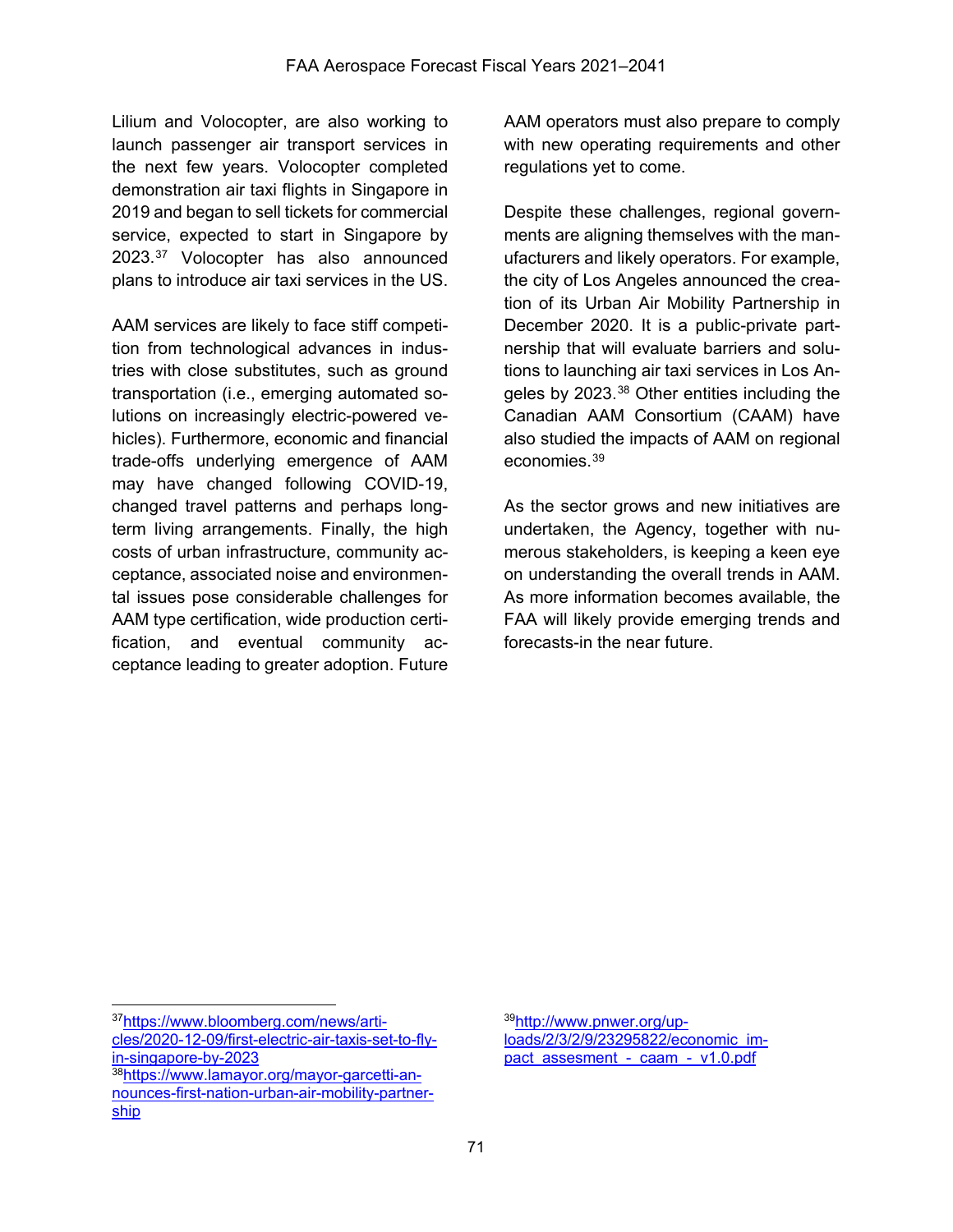Lilium and Volocopter, are also working to launch passenger air transport services in the next few years. Volocopter completed demonstration air taxi flights in Singapore in 2019 and began to sell tickets for commercial service, expected to start in Singapore by 2023.[37] Volocopter has also announced plans to introduce air taxi services in the US.

AAM services are likely to face stiff competition from technological advances in industries with close substitutes, such as ground transportation (i.e., emerging automated solutions on increasingly electric-powered vehicles). Furthermore, economic and financial trade-offs underlying emergence of AAM may have changed following COVID-19, changed travel patterns and perhaps long-term living arrangements. Finally, the high costs of urban infrastructure, community acceptance, associated noise and environmental issues pose considerable challenges for AAM type certification, wide production certification, and eventual community acceptance leading to greater adoption. Future AAM operators must also prepare to comply with new operating requirements and other regulations yet to come.

Despite these challenges, regional governments are aligning themselves with the manufacturers and likely operators. For example, the city of Los Angeles announced the creation of its Urban Air Mobility Partnership in December 2020. It is a public-private partnership that will evaluate barriers and solutions to launching air taxi services in Los Angeles by 2023.[38] Other entities including the Canadian AAM Consortium (CAAM) have also studied the impacts of AAM on regional economies.[39]

As the sector grows and new initiatives are undertaken, the Agency, together with numerous stakeholders, is keeping a keen eye on understanding the overall trends in AAM. As more information becomes available, the FAA will likely provide emerging trends and forecasts-in the near future.

---

[37] https://www.bloomberg.com/news/articles/2020-12-09/first-electric-air-taxis-set-to-fly-in-singapore-by-2023

[38] https://www.lamayor.org/mayor-garcetti-announces-first-nation-urban-air-mobility-partnership

[39] http://www.pnwer.org/uploads/2/3/2/9/23295822/economic_impact_assesment_-_caam_-_v1.0.pdf